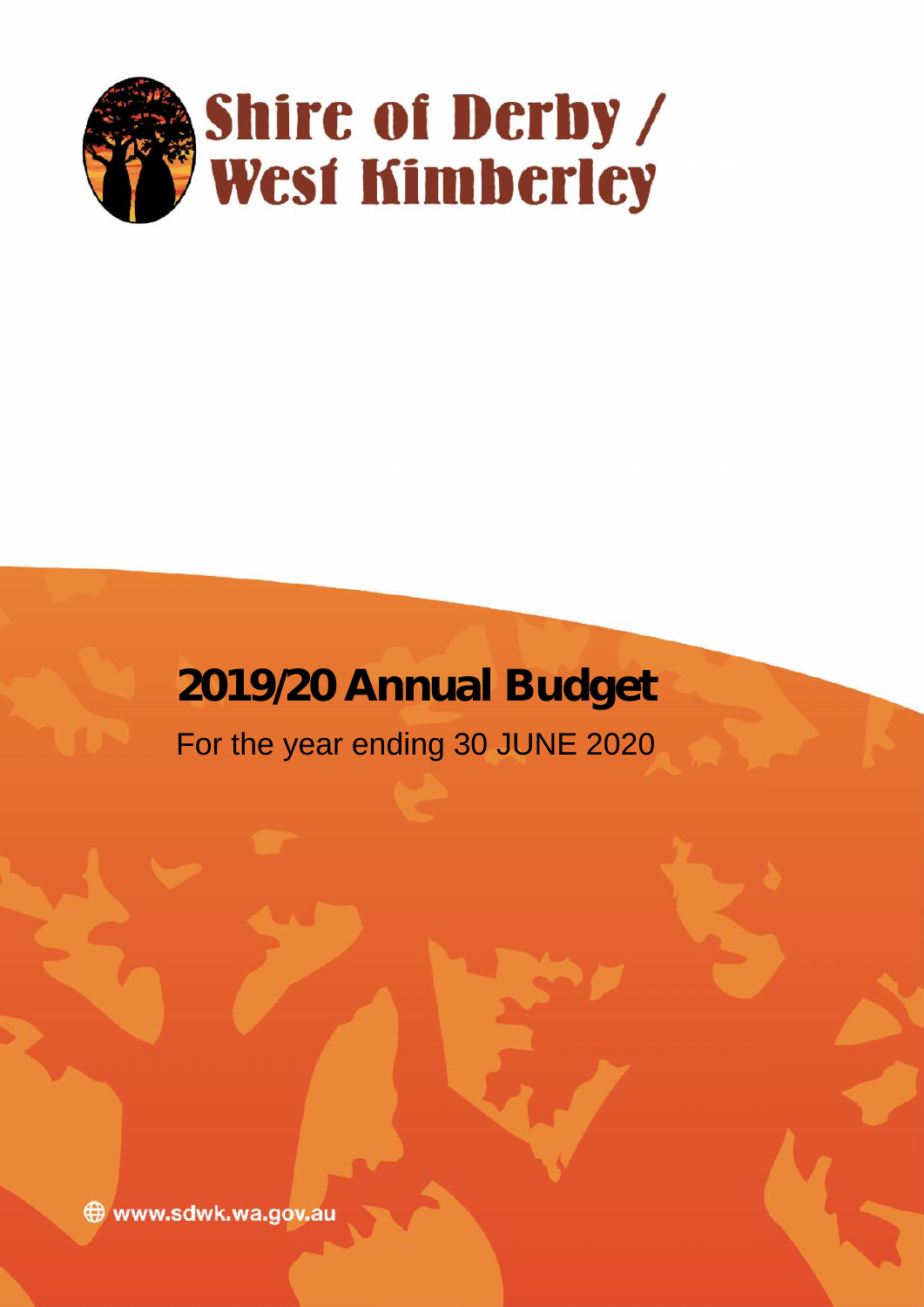# Shire of Derby / West Kimberley

## 2019/20 Annual Budget

For the year ending 30 JUNE 2020

www.sdwk.wa.gov.au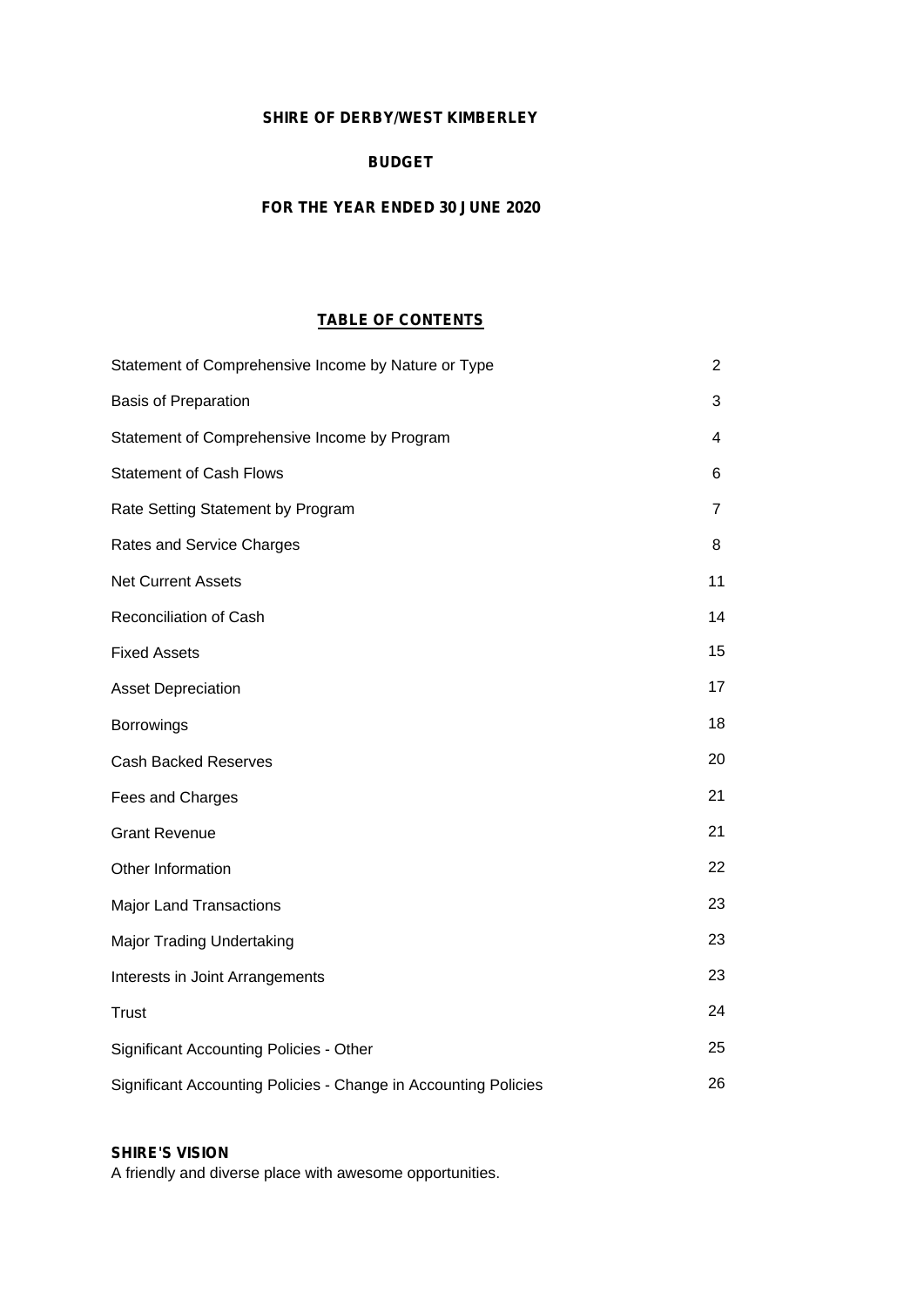**SHIRE OF DERBY/WEST KIMBERLEY**

**BUDGET**

**FOR THE YEAR ENDED 30 JUNE 2020**

**TABLE OF CONTENTS**

| | |
|---|---|
| Statement of Comprehensive Income by Nature or Type | 2 |
| Basis of Preparation | 3 |
| Statement of Comprehensive Income by Program | 4 |
| Statement of Cash Flows | 6 |
| Rate Setting Statement by Program | 7 |
| Rates and Service Charges | 8 |
| Net Current Assets | 11 |
| Reconciliation of Cash | 14 |
| Fixed Assets | 15 |
| Asset Depreciation | 17 |
| Borrowings | 18 |
| Cash Backed Reserves | 20 |
| Fees and Charges | 21 |
| Grant Revenue | 21 |
| Other Information | 22 |
| Major Land Transactions | 23 |
| Major Trading Undertaking | 23 |
| Interests in Joint Arrangements | 23 |
| Trust | 24 |
| Significant Accounting Policies - Other | 25 |
| Significant Accounting Policies - Change in Accounting Policies | 26 |

**SHIRE'S VISION**

A friendly and diverse place with awesome opportunities.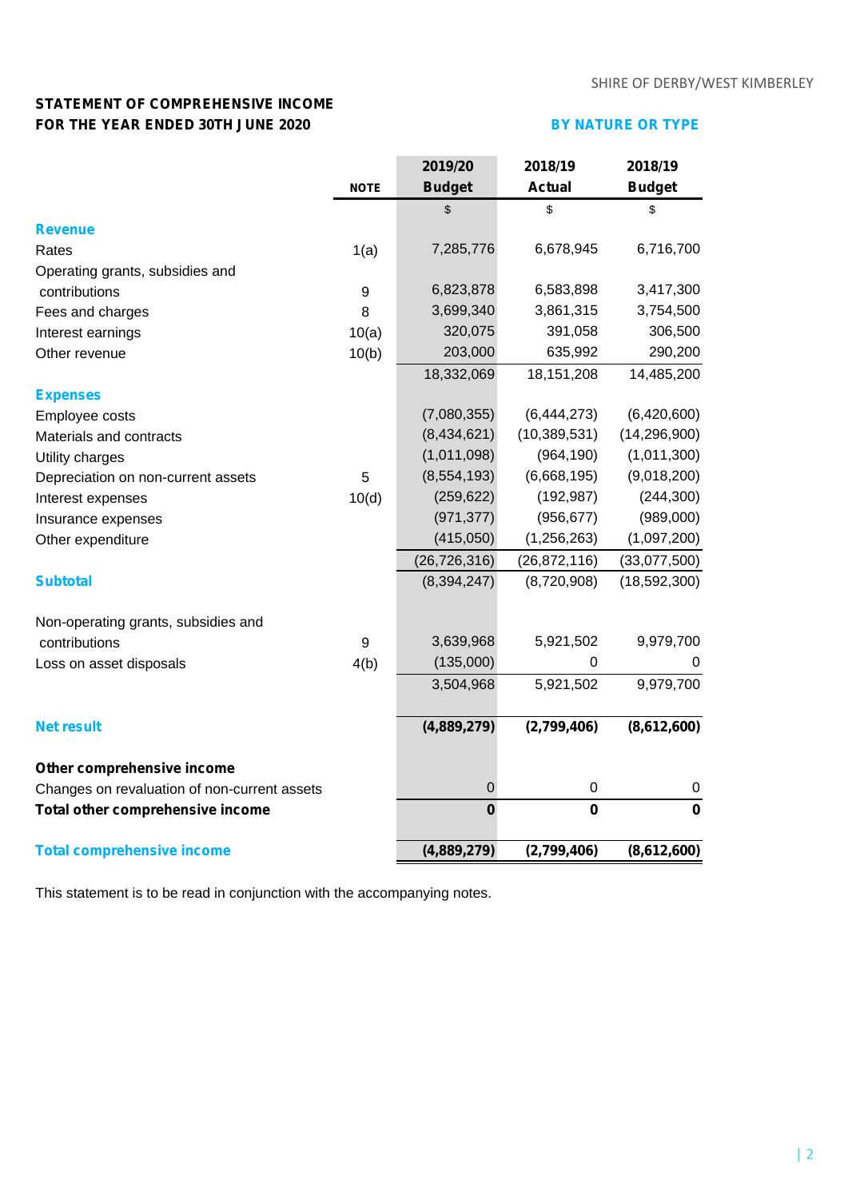## STATEMENT OF COMPREHENSIVE INCOME
## FOR THE YEAR ENDED 30TH JUNE 2020

**BY NATURE OR TYPE**

| | NOTE | 2019/20 Budget | 2018/19 Actual | 2018/19 Budget |
|---|---|---|---|---|
| | | $ | $ | $ |
| **Revenue** | | | | |
| Rates | 1(a) | 7,285,776 | 6,678,945 | 6,716,700 |
| Operating grants, subsidies and contributions | 9 | 6,823,878 | 6,583,898 | 3,417,300 |
| Fees and charges | 8 | 3,699,340 | 3,861,315 | 3,754,500 |
| Interest earnings | 10(a) | 320,075 | 391,058 | 306,500 |
| Other revenue | 10(b) | 203,000 | 635,992 | 290,200 |
| | | 18,332,069 | 18,151,208 | 14,485,200 |
| **Expenses** | | | | |
| Employee costs | | (7,080,355) | (6,444,273) | (6,420,600) |
| Materials and contracts | | (8,434,621) | (10,389,531) | (14,296,900) |
| Utility charges | | (1,011,098) | (964,190) | (1,011,300) |
| Depreciation on non-current assets | 5 | (8,554,193) | (6,668,195) | (9,018,200) |
| Interest expenses | 10(d) | (259,622) | (192,987) | (244,300) |
| Insurance expenses | | (971,377) | (956,677) | (989,000) |
| Other expenditure | | (415,050) | (1,256,263) | (1,097,200) |
| | | (26,726,316) | (26,872,116) | (33,077,500) |
| **Subtotal** | | (8,394,247) | (8,720,908) | (18,592,300) |
| | | | | |
| Non-operating grants, subsidies and contributions | 9 | 3,639,968 | 5,921,502 | 9,979,700 |
| Loss on asset disposals | 4(b) | (135,000) | 0 | 0 |
| | | 3,504,968 | 5,921,502 | 9,979,700 |
| | | | | |
| **Net result** | | **(4,889,279)** | **(2,799,406)** | **(8,612,600)** |
| | | | | |
| **Other comprehensive income** | | | | |
| Changes on revaluation of non-current assets | | 0 | 0 | 0 |
| **Total other comprehensive income** | | **0** | **0** | **0** |
| | | | | |
| **Total comprehensive income** | | **(4,889,279)** | **(2,799,406)** | **(8,612,600)** |

This statement is to be read in conjunction with the accompanying notes.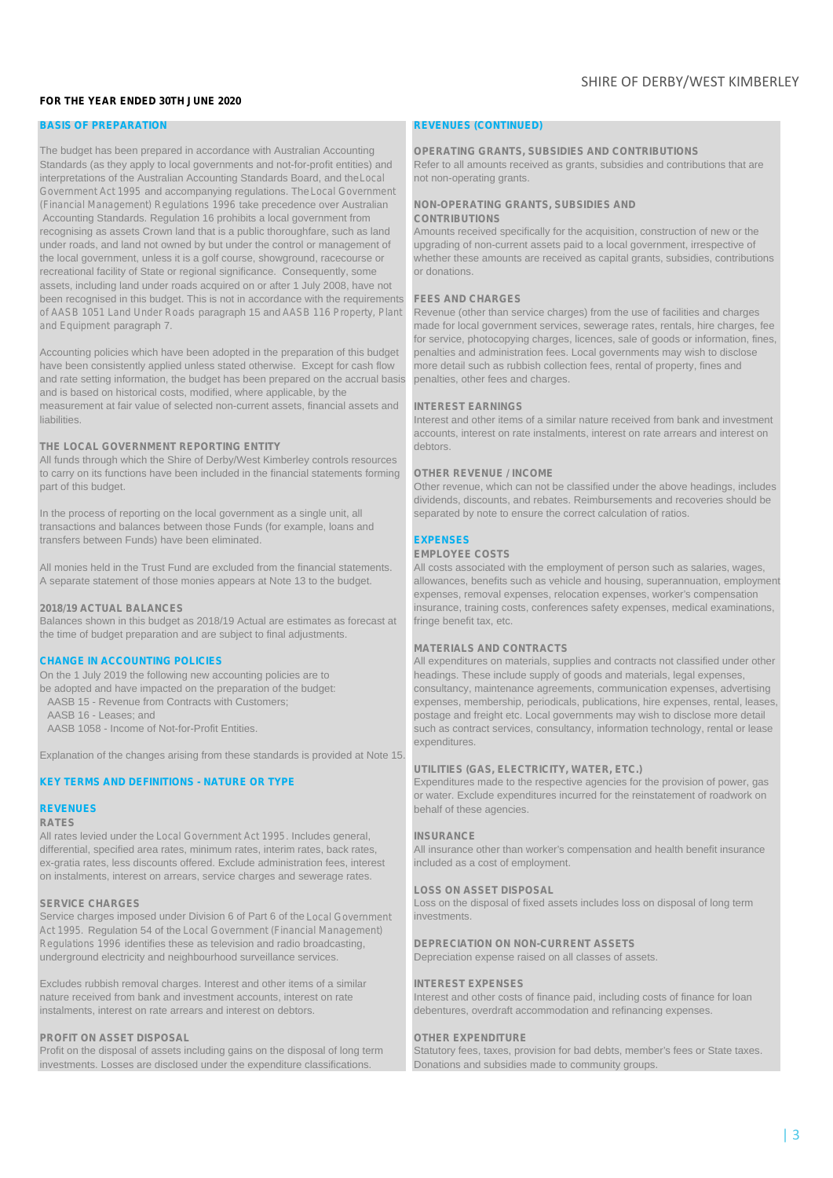**FOR THE YEAR ENDED 30TH JUNE 2020**

## BASIS OF PREPARATION

The budget has been prepared in accordance with Australian Accounting Standards (as they apply to local governments and not-for-profit entities) and interpretations of the Australian Accounting Standards Board, and the *Local Government Act 1995* and accompanying regulations. The *Local Government (Financial Management) Regulations 1996* take precedence over Australian Accounting Standards. Regulation 16 prohibits a local government from recognising as assets Crown land that is a public thoroughfare, such as land under roads, and land not owned by but under the control or management of the local government, unless it is a golf course, showground, racecourse or recreational facility of State or regional significance. Consequently, some assets, including land under roads acquired on or after 1 July 2008, have not been recognised in this budget. This is not in accordance with the requirements of *AASB 1051 Land Under Roads* paragraph 15 and *AASB 116 Property, Plant and Equipment* paragraph 7.

Accounting policies which have been adopted in the preparation of this budget have been consistently applied unless stated otherwise. Except for cash flow and rate setting information, the budget has been prepared on the accrual basis and is based on historical costs, modified, where applicable, by the measurement at fair value of selected non-current assets, financial assets and liabilities.

### THE LOCAL GOVERNMENT REPORTING ENTITY

All funds through which the Shire of Derby/West Kimberley controls resources to carry on its functions have been included in the financial statements forming part of this budget.

In the process of reporting on the local government as a single unit, all transactions and balances between those Funds (for example, loans and transfers between Funds) have been eliminated.

All monies held in the Trust Fund are excluded from the financial statements. A separate statement of those monies appears at Note 13 to the budget.

### 2018/19 ACTUAL BALANCES

Balances shown in this budget as 2018/19 Actual are estimates as forecast at the time of budget preparation and are subject to final adjustments.

## CHANGE IN ACCOUNTING POLICIES

On the 1 July 2019 the following new accounting policies are to be adopted and have impacted on the preparation of the budget:

- AASB 15 - Revenue from Contracts with Customers;
- AASB 16 - Leases; and
- AASB 1058 - Income of Not-for-Profit Entities.

Explanation of the changes arising from these standards is provided at Note 15.

## KEY TERMS AND DEFINITIONS - NATURE OR TYPE

## REVENUES

### RATES

All rates levied under the *Local Government Act 1995*. Includes general, differential, specified area rates, minimum rates, interim rates, back rates, ex-gratia rates, less discounts offered. Exclude administration fees, interest on instalments, interest on arrears, service charges and sewerage rates.

### SERVICE CHARGES

Service charges imposed under Division 6 of Part 6 of the *Local Government Act 1995*. Regulation 54 of the *Local Government (Financial Management) Regulations 1996* identifies these as television and radio broadcasting, underground electricity and neighbourhood surveillance services.

Excludes rubbish removal charges. Interest and other items of a similar nature received from bank and investment accounts, interest on rate instalments, interest on rate arrears and interest on debtors.

### PROFIT ON ASSET DISPOSAL

Profit on the disposal of assets including gains on the disposal of long term investments. Losses are disclosed under the expenditure classifications.

## REVENUES (CONTINUED)

### OPERATING GRANTS, SUBSIDIES AND CONTRIBUTIONS

Refer to all amounts received as grants, subsidies and contributions that are not non-operating grants.

### NON-OPERATING GRANTS, SUBSIDIES AND CONTRIBUTIONS

Amounts received specifically for the acquisition, construction of new or the upgrading of non-current assets paid to a local government, irrespective of whether these amounts are received as capital grants, subsidies, contributions or donations.

### FEES AND CHARGES

Revenue (other than service charges) from the use of facilities and charges made for local government services, sewerage rates, rentals, hire charges, fee for service, photocopying charges, licences, sale of goods or information, fines, penalties and administration fees. Local governments may wish to disclose more detail such as rubbish collection fees, rental of property, fines and penalties, other fees and charges.

### INTEREST EARNINGS

Interest and other items of a similar nature received from bank and investment accounts, interest on rate instalments, interest on rate arrears and interest on debtors.

### OTHER REVENUE / INCOME

Other revenue, which can not be classified under the above headings, includes dividends, discounts, and rebates. Reimbursements and recoveries should be separated by note to ensure the correct calculation of ratios.

## EXPENSES

### EMPLOYEE COSTS

All costs associated with the employment of person such as salaries, wages, allowances, benefits such as vehicle and housing, superannuation, employment expenses, removal expenses, relocation expenses, worker's compensation insurance, training costs, conferences safety expenses, medical examinations, fringe benefit tax, etc.

### MATERIALS AND CONTRACTS

All expenditures on materials, supplies and contracts not classified under other headings. These include supply of goods and materials, legal expenses, consultancy, maintenance agreements, communication expenses, advertising expenses, membership, periodicals, publications, hire expenses, rental, leases, postage and freight etc. Local governments may wish to disclose more detail such as contract services, consultancy, information technology, rental or lease expenditures.

### UTILITIES (GAS, ELECTRICITY, WATER, ETC.)

Expenditures made to the respective agencies for the provision of power, gas or water. Exclude expenditures incurred for the reinstatement of roadwork on behalf of these agencies.

### INSURANCE

All insurance other than worker's compensation and health benefit insurance included as a cost of employment.

### LOSS ON ASSET DISPOSAL

Loss on the disposal of fixed assets includes loss on disposal of long term investments.

### DEPRECIATION ON NON-CURRENT ASSETS

Depreciation expense raised on all classes of assets.

### INTEREST EXPENSES

Interest and other costs of finance paid, including costs of finance for loan debentures, overdraft accommodation and refinancing expenses.

### OTHER EXPENDITURE

Statutory fees, taxes, provision for bad debts, member's fees or State taxes. Donations and subsidies made to community groups.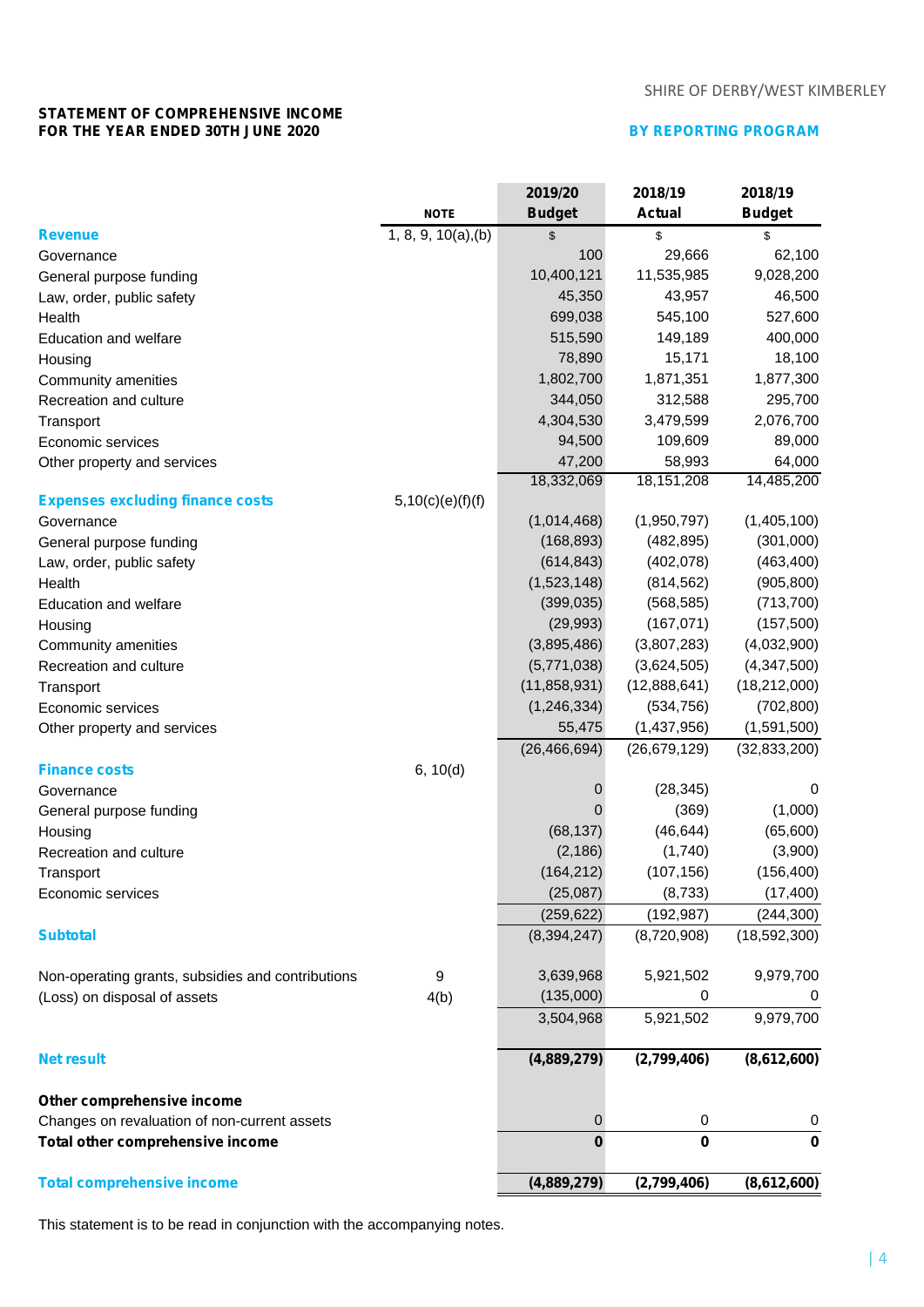SHIRE OF DERBY/WEST KIMBERLEY

**STATEMENT OF COMPREHENSIVE INCOME**
**FOR THE YEAR ENDED 30TH JUNE 2020**

**BY REPORTING PROGRAM**

| | NOTE | 2019/20 Budget | 2018/19 Actual | 2018/19 Budget |
|---|---|---|---|---|
| **Revenue** | 1, 8, 9, 10(a),(b) | $ | $ | $ |
| Governance | | 100 | 29,666 | 62,100 |
| General purpose funding | | 10,400,121 | 11,535,985 | 9,028,200 |
| Law, order, public safety | | 45,350 | 43,957 | 46,500 |
| Health | | 699,038 | 545,100 | 527,600 |
| Education and welfare | | 515,590 | 149,189 | 400,000 |
| Housing | | 78,890 | 15,171 | 18,100 |
| Community amenities | | 1,802,700 | 1,871,351 | 1,877,300 |
| Recreation and culture | | 344,050 | 312,588 | 295,700 |
| Transport | | 4,304,530 | 3,479,599 | 2,076,700 |
| Economic services | | 94,500 | 109,609 | 89,000 |
| Other property and services | | 47,200 | 58,993 | 64,000 |
| | | 18,332,069 | 18,151,208 | 14,485,200 |
| **Expenses excluding finance costs** | 5,10(c)(e)(f)(f) | | | |
| Governance | | (1,014,468) | (1,950,797) | (1,405,100) |
| General purpose funding | | (168,893) | (482,895) | (301,000) |
| Law, order, public safety | | (614,843) | (402,078) | (463,400) |
| Health | | (1,523,148) | (814,562) | (905,800) |
| Education and welfare | | (399,035) | (568,585) | (713,700) |
| Housing | | (29,993) | (167,071) | (157,500) |
| Community amenities | | (3,895,486) | (3,807,283) | (4,032,900) |
| Recreation and culture | | (5,771,038) | (3,624,505) | (4,347,500) |
| Transport | | (11,858,931) | (12,888,641) | (18,212,000) |
| Economic services | | (1,246,334) | (534,756) | (702,800) |
| Other property and services | | 55,475 | (1,437,956) | (1,591,500) |
| | | (26,466,694) | (26,679,129) | (32,833,200) |
| **Finance costs** | 6, 10(d) | | | |
| Governance | | 0 | (28,345) | 0 |
| General purpose funding | | 0 | (369) | (1,000) |
| Housing | | (68,137) | (46,644) | (65,600) |
| Recreation and culture | | (2,186) | (1,740) | (3,900) |
| Transport | | (164,212) | (107,156) | (156,400) |
| Economic services | | (25,087) | (8,733) | (17,400) |
| | | (259,622) | (192,987) | (244,300) |
| **Subtotal** | | (8,394,247) | (8,720,908) | (18,592,300) |
| | | | | |
| Non-operating grants, subsidies and contributions | 9 | 3,639,968 | 5,921,502 | 9,979,700 |
| (Loss) on disposal of assets | 4(b) | (135,000) | 0 | 0 |
| | | 3,504,968 | 5,921,502 | 9,979,700 |
| | | | | |
| **Net result** | | **(4,889,279)** | **(2,799,406)** | **(8,612,600)** |
| | | | | |
| **Other comprehensive income** | | | | |
| Changes on revaluation of non-current assets | | 0 | 0 | 0 |
| **Total other comprehensive income** | | **0** | **0** | **0** |
| | | | | |
| **Total comprehensive income** | | **(4,889,279)** | **(2,799,406)** | **(8,612,600)** |

This statement is to be read in conjunction with the accompanying notes.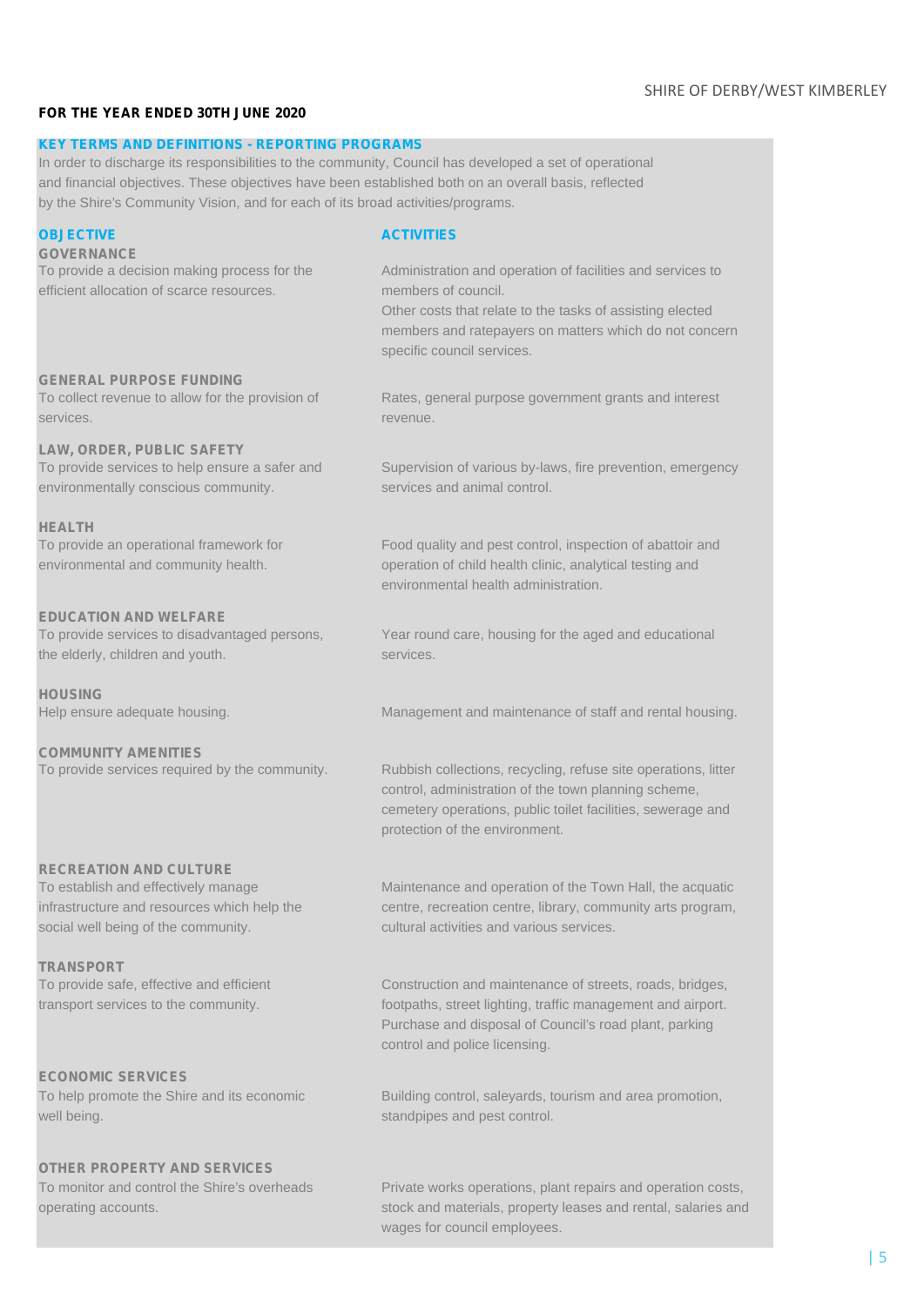**FOR THE YEAR ENDED 30TH JUNE 2020**

## KEY TERMS AND DEFINITIONS - REPORTING PROGRAMS

In order to discharge its responsibilities to the community, Council has developed a set of operational and financial objectives. These objectives have been established both on an overall basis, reflected by the Shire's Community Vision, and for each of its broad activities/programs.

| OBJECTIVE | ACTIVITIES |
| --- | --- |
| **GOVERNANCE**<br>To provide a decision making process for the efficient allocation of scarce resources. | Administration and operation of facilities and services to members of council.<br>Other costs that relate to the tasks of assisting elected members and ratepayers on matters which do not concern specific council services. |
| **GENERAL PURPOSE FUNDING**<br>To collect revenue to allow for the provision of services. | Rates, general purpose government grants and interest revenue. |
| **LAW, ORDER, PUBLIC SAFETY**<br>To provide services to help ensure a safer and environmentally conscious community. | Supervision of various by-laws, fire prevention, emergency services and animal control. |
| **HEALTH**<br>To provide an operational framework for environmental and community health. | Food quality and pest control, inspection of abattoir and operation of child health clinic, analytical testing and environmental health administration. |
| **EDUCATION AND WELFARE**<br>To provide services to disadvantaged persons, the elderly, children and youth. | Year round care, housing for the aged and educational services. |
| **HOUSING**<br>Help ensure adequate housing. | Management and maintenance of staff and rental housing. |
| **COMMUNITY AMENITIES**<br>To provide services required by the community. | Rubbish collections, recycling, refuse site operations, litter control, administration of the town planning scheme, cemetery operations, public toilet facilities, sewerage and protection of the environment. |
| **RECREATION AND CULTURE**<br>To establish and effectively manage infrastructure and resources which help the social well being of the community. | Maintenance and operation of the Town Hall, the acquatic centre, recreation centre, library, community arts program, cultural activities and various services. |
| **TRANSPORT**<br>To provide safe, effective and efficient transport services to the community. | Construction and maintenance of streets, roads, bridges, footpaths, street lighting, traffic management and airport. Purchase and disposal of Council's road plant, parking control and police licensing. |
| **ECONOMIC SERVICES**<br>To help promote the Shire and its economic well being. | Building control, saleyards, tourism and area promotion, standpipes and pest control. |
| **OTHER PROPERTY AND SERVICES**<br>To monitor and control the Shire's overheads operating accounts. | Private works operations, plant repairs and operation costs, stock and materials, property leases and rental, salaries and wages for council employees. |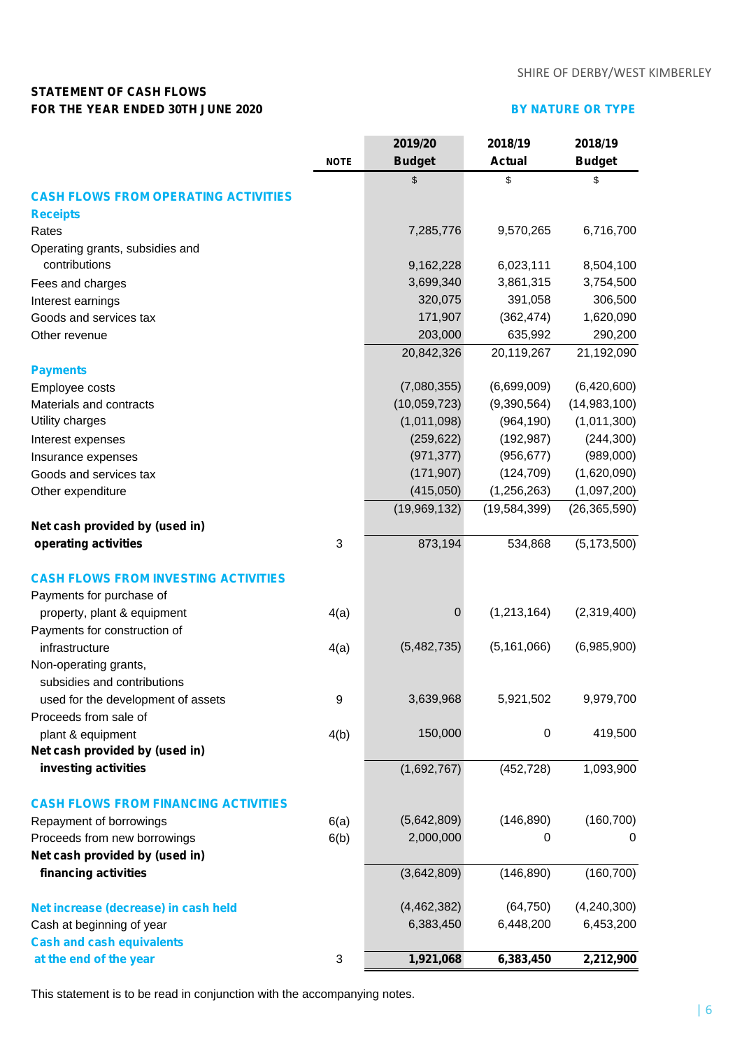SHIRE OF DERBY/WEST KIMBERLEY

## STATEMENT OF CASH FLOWS
## FOR THE YEAR ENDED 30TH JUNE 2020

**BY NATURE OR TYPE**

| | NOTE | 2019/20 Budget | 2018/19 Actual | 2018/19 Budget |
|---|---|---|---|---|
| | | $ | $ | $ |
| **CASH FLOWS FROM OPERATING ACTIVITIES** | | | | |
| **Receipts** | | | | |
| Rates | | 7,285,776 | 9,570,265 | 6,716,700 |
| Operating grants, subsidies and contributions | | 9,162,228 | 6,023,111 | 8,504,100 |
| Fees and charges | | 3,699,340 | 3,861,315 | 3,754,500 |
| Interest earnings | | 320,075 | 391,058 | 306,500 |
| Goods and services tax | | 171,907 | (362,474) | 1,620,090 |
| Other revenue | | 203,000 | 635,992 | 290,200 |
| | | 20,842,326 | 20,119,267 | 21,192,090 |
| **Payments** | | | | |
| Employee costs | | (7,080,355) | (6,699,009) | (6,420,600) |
| Materials and contracts | | (10,059,723) | (9,390,564) | (14,983,100) |
| Utility charges | | (1,011,098) | (964,190) | (1,011,300) |
| Interest expenses | | (259,622) | (192,987) | (244,300) |
| Insurance expenses | | (971,377) | (956,677) | (989,000) |
| Goods and services tax | | (171,907) | (124,709) | (1,620,090) |
| Other expenditure | | (415,050) | (1,256,263) | (1,097,200) |
| | | (19,969,132) | (19,584,399) | (26,365,590) |
| **Net cash provided by (used in) operating activities** | 3 | 873,194 | 534,868 | (5,173,500) |
| **CASH FLOWS FROM INVESTING ACTIVITIES** | | | | |
| Payments for purchase of property, plant & equipment | 4(a) | 0 | (1,213,164) | (2,319,400) |
| Payments for construction of infrastructure | 4(a) | (5,482,735) | (5,161,066) | (6,985,900) |
| Non-operating grants, subsidies and contributions used for the development of assets | 9 | 3,639,968 | 5,921,502 | 9,979,700 |
| Proceeds from sale of plant & equipment | 4(b) | 150,000 | 0 | 419,500 |
| **Net cash provided by (used in) investing activities** | | (1,692,767) | (452,728) | 1,093,900 |
| **CASH FLOWS FROM FINANCING ACTIVITIES** | | | | |
| Repayment of borrowings | 6(a) | (5,642,809) | (146,890) | (160,700) |
| Proceeds from new borrowings | 6(b) | 2,000,000 | 0 | 0 |
| **Net cash provided by (used in) financing activities** | | (3,642,809) | (146,890) | (160,700) |
| **Net increase (decrease) in cash held** | | (4,462,382) | (64,750) | (4,240,300) |
| Cash at beginning of year | | 6,383,450 | 6,448,200 | 6,453,200 |
| **Cash and cash equivalents at the end of the year** | 3 | **1,921,068** | **6,383,450** | **2,212,900** |

This statement is to be read in conjunction with the accompanying notes.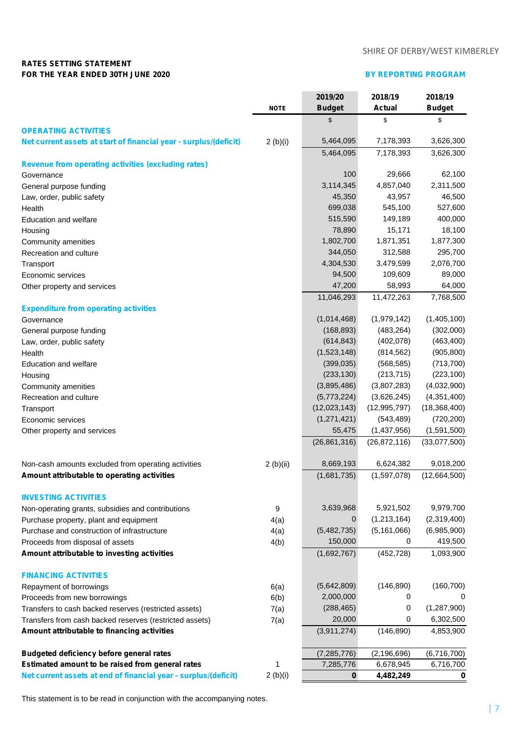**RATES SETTING STATEMENT**
**FOR THE YEAR ENDED 30TH JUNE 2020**

**BY REPORTING PROGRAM**

| | NOTE | 2019/20 Budget | 2018/19 Actual | 2018/19 Budget |
|---|---|---|---|---|
| | | $ | $ | $ |
| **OPERATING ACTIVITIES** | | | | |
| **Net current assets at start of financial year - surplus/(deficit)** | 2 (b)(i) | 5,464,095 | 7,178,393 | 3,626,300 |
| | | 5,464,095 | 7,178,393 | 3,626,300 |
| **Revenue from operating activities (excluding rates)** | | | | |
| Governance | | 100 | 29,666 | 62,100 |
| General purpose funding | | 3,114,345 | 4,857,040 | 2,311,500 |
| Law, order, public safety | | 45,350 | 43,957 | 46,500 |
| Health | | 699,038 | 545,100 | 527,600 |
| Education and welfare | | 515,590 | 149,189 | 400,000 |
| Housing | | 78,890 | 15,171 | 18,100 |
| Community amenities | | 1,802,700 | 1,871,351 | 1,877,300 |
| Recreation and culture | | 344,050 | 312,588 | 295,700 |
| Transport | | 4,304,530 | 3,479,599 | 2,076,700 |
| Economic services | | 94,500 | 109,609 | 89,000 |
| Other property and services | | 47,200 | 58,993 | 64,000 |
| | | 11,046,293 | 11,472,263 | 7,768,500 |
| **Expenditure from operating activities** | | | | |
| Governance | | (1,014,468) | (1,979,142) | (1,405,100) |
| General purpose funding | | (168,893) | (483,264) | (302,000) |
| Law, order, public safety | | (614,843) | (402,078) | (463,400) |
| Health | | (1,523,148) | (814,562) | (905,800) |
| Education and welfare | | (399,035) | (568,585) | (713,700) |
| Housing | | (233,130) | (213,715) | (223,100) |
| Community amenities | | (3,895,486) | (3,807,283) | (4,032,900) |
| Recreation and culture | | (5,773,224) | (3,626,245) | (4,351,400) |
| Transport | | (12,023,143) | (12,995,797) | (18,368,400) |
| Economic services | | (1,271,421) | (543,489) | (720,200) |
| Other property and services | | 55,475 | (1,437,956) | (1,591,500) |
| | | (26,861,316) | (26,872,116) | (33,077,500) |
| Non-cash amounts excluded from operating activities | 2 (b)(ii) | 8,669,193 | 6,624,382 | 9,018,200 |
| **Amount attributable to operating activities** | | (1,681,735) | (1,597,078) | (12,664,500) |
| **INVESTING ACTIVITIES** | | | | |
| Non-operating grants, subsidies and contributions | 9 | 3,639,968 | 5,921,502 | 9,979,700 |
| Purchase property, plant and equipment | 4(a) | 0 | (1,213,164) | (2,319,400) |
| Purchase and construction of infrastructure | 4(a) | (5,482,735) | (5,161,066) | (6,985,900) |
| Proceeds from disposal of assets | 4(b) | 150,000 | 0 | 419,500 |
| **Amount attributable to investing activities** | | (1,692,767) | (452,728) | 1,093,900 |
| **FINANCING ACTIVITIES** | | | | |
| Repayment of borrowings | 6(a) | (5,642,809) | (146,890) | (160,700) |
| Proceeds from new borrowings | 6(b) | 2,000,000 | 0 | 0 |
| Transfers to cash backed reserves (restricted assets) | 7(a) | (288,465) | 0 | (1,287,900) |
| Transfers from cash backed reserves (restricted assets) | 7(a) | 20,000 | 0 | 6,302,500 |
| **Amount attributable to financing activities** | | (3,911,274) | (146,890) | 4,853,900 |
| **Budgeted deficiency before general rates** | | (7,285,776) | (2,196,696) | (6,716,700) |
| **Estimated amount to be raised from general rates** | 1 | 7,285,776 | 6,678,945 | 6,716,700 |
| **Net current assets at end of financial year - surplus/(deficit)** | 2 (b)(i) | **0** | **4,482,249** | **0** |

This statement is to be read in conjunction with the accompanying notes.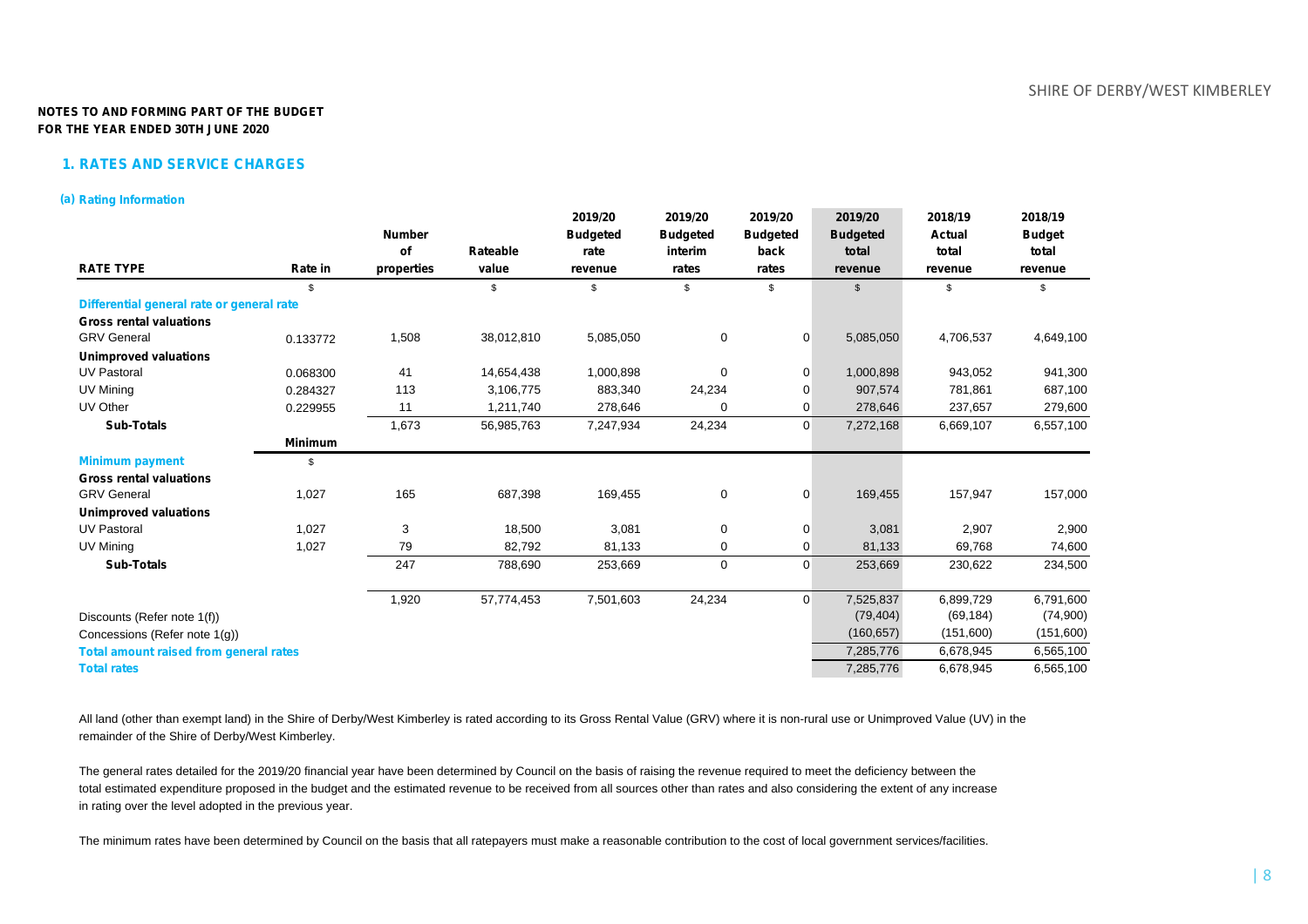**NOTES TO AND FORMING PART OF THE BUDGET**
**FOR THE YEAR ENDED 30TH JUNE 2020**

## 1. RATES AND SERVICE CHARGES

### (a) Rating Information

| RATE TYPE | Rate in | Number of properties | Rateable value | 2019/20 Budgeted rate revenue | 2019/20 Budgeted interim rates | 2019/20 Budgeted back rates | 2019/20 Budgeted total revenue | 2018/19 Actual total revenue | 2018/19 Budget total revenue |
|---|---|---|---|---|---|---|---|---|---|
| | $ | | $ | $ | $ | $ | $ | $ | $ |
| **Differential general rate or general rate** | | | | | | | | | |
| **Gross rental valuations** | | | | | | | | | |
| GRV General | 0.133772 | 1,508 | 38,012,810 | 5,085,050 | 0 | 0 | 5,085,050 | 4,706,537 | 4,649,100 |
| **Unimproved valuations** | | | | | | | | | |
| UV Pastoral | 0.068300 | 41 | 14,654,438 | 1,000,898 | 0 | 0 | 1,000,898 | 943,052 | 941,300 |
| UV Mining | 0.284327 | 113 | 3,106,775 | 883,340 | 24,234 | 0 | 907,574 | 781,861 | 687,100 |
| UV Other | 0.229955 | 11 | 1,211,740 | 278,646 | 0 | 0 | 278,646 | 237,657 | 279,600 |
| **Sub-Totals** | | 1,673 | 56,985,763 | 7,247,934 | 24,234 | 0 | 7,272,168 | 6,669,107 | 6,557,100 |
| | **Minimum** | | | | | | | | |
| **Minimum payment** | $ | | | | | | | | |
| **Gross rental valuations** | | | | | | | | | |
| GRV General | 1,027 | 165 | 687,398 | 169,455 | 0 | 0 | 169,455 | 157,947 | 157,000 |
| **Unimproved valuations** | | | | | | | | | |
| UV Pastoral | 1,027 | 3 | 18,500 | 3,081 | 0 | 0 | 3,081 | 2,907 | 2,900 |
| UV Mining | 1,027 | 79 | 82,792 | 81,133 | 0 | 0 | 81,133 | 69,768 | 74,600 |
| **Sub-Totals** | | 247 | 788,690 | 253,669 | 0 | 0 | 253,669 | 230,622 | 234,500 |
| | | 1,920 | 57,774,453 | 7,501,603 | 24,234 | 0 | 7,525,837 | 6,899,729 | 6,791,600 |
| Discounts (Refer note 1(f)) | | | | | | | (79,404) | (69,184) | (74,900) |
| Concessions (Refer note 1(g)) | | | | | | | (160,657) | (151,600) | (151,600) |
| **Total amount raised from general rates** | | | | | | | 7,285,776 | 6,678,945 | 6,565,100 |
| **Total rates** | | | | | | | 7,285,776 | 6,678,945 | 6,565,100 |

All land (other than exempt land) in the Shire of Derby/West Kimberley is rated according to its Gross Rental Value (GRV) where it is non-rural use or Unimproved Value (UV) in the remainder of the Shire of Derby/West Kimberley.

The general rates detailed for the 2019/20 financial year have been determined by Council on the basis of raising the revenue required to meet the deficiency between the total estimated expenditure proposed in the budget and the estimated revenue to be received from all sources other than rates and also considering the extent of any increase in rating over the level adopted in the previous year.

The minimum rates have been determined by Council on the basis that all ratepayers must make a reasonable contribution to the cost of local government services/facilities.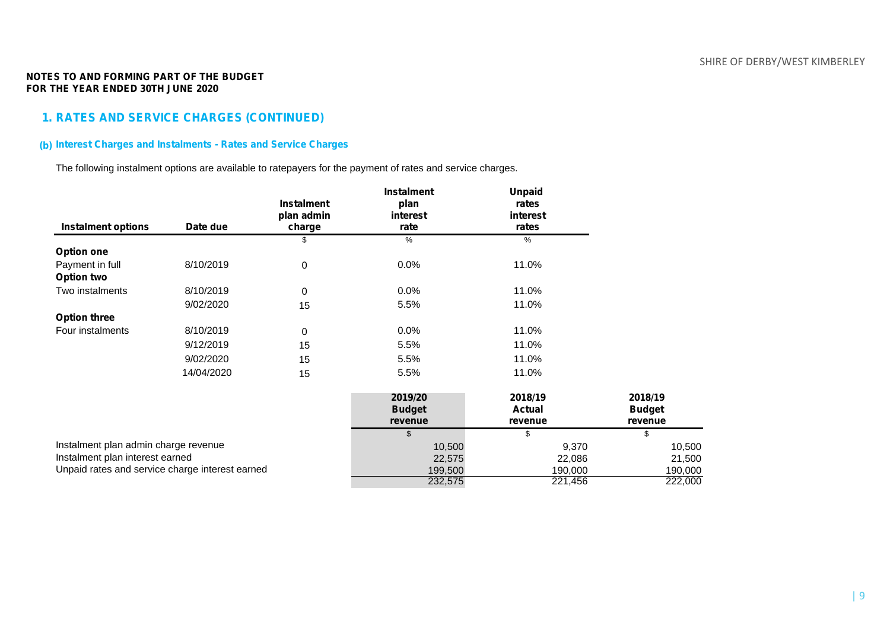**NOTES TO AND FORMING PART OF THE BUDGET**
**FOR THE YEAR ENDED 30TH JUNE 2020**

## 1. RATES AND SERVICE CHARGES (CONTINUED)

### (b) Interest Charges and Instalments - Rates and Service Charges

The following instalment options are available to ratepayers for the payment of rates and service charges.

| Instalment options | Date due | Instalment plan admin charge | Instalment plan interest rate | Unpaid rates interest rates |
|---|---|---|---|---|
| | | $ | % | % |
| **Option one** | | | | |
| Payment in full | 8/10/2019 | 0 | 0.0% | 11.0% |
| **Option two** | | | | |
| Two instalments | 8/10/2019 | 0 | 0.0% | 11.0% |
| | 9/02/2020 | 15 | 5.5% | 11.0% |
| **Option three** | | | | |
| Four instalments | 8/10/2019 | 0 | 0.0% | 11.0% |
| | 9/12/2019 | 15 | 5.5% | 11.0% |
| | 9/02/2020 | 15 | 5.5% | 11.0% |
| | 14/04/2020 | 15 | 5.5% | 11.0% |

| | 2019/20 Budget revenue | 2018/19 Actual revenue | 2018/19 Budget revenue |
|---|---|---|---|
| | $ | $ | $ |
| Instalment plan admin charge revenue | 10,500 | 9,370 | 10,500 |
| Instalment plan interest earned | 22,575 | 22,086 | 21,500 |
| Unpaid rates and service charge interest earned | 199,500 | 190,000 | 190,000 |
| | 232,575 | 221,456 | 222,000 |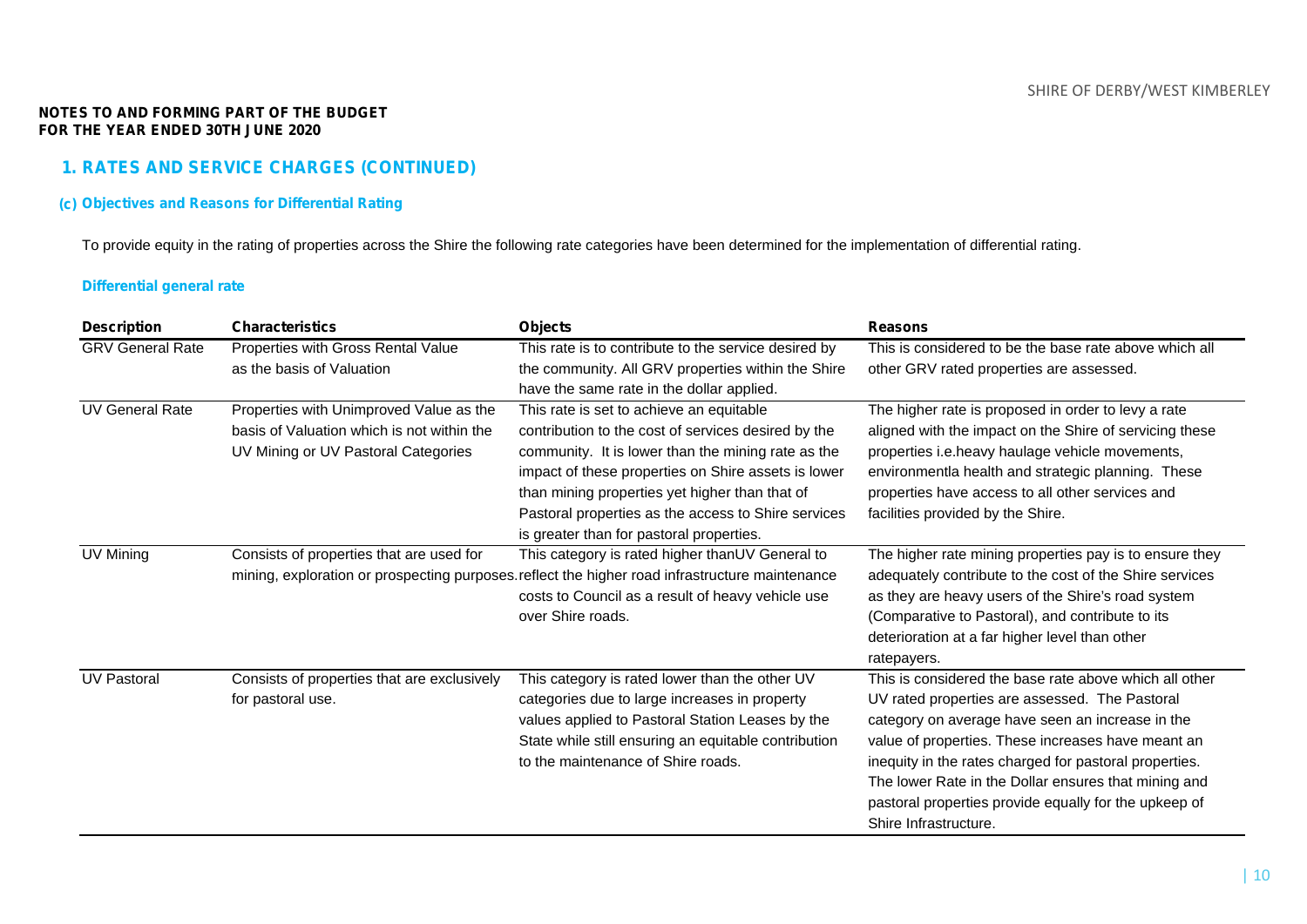**NOTES TO AND FORMING PART OF THE BUDGET**
**FOR THE YEAR ENDED 30TH JUNE 2020**

## 1. RATES AND SERVICE CHARGES (CONTINUED)

### (c) Objectives and Reasons for Differential Rating

To provide equity in the rating of properties across the Shire the following rate categories have been determined for the implementation of differential rating.

**Differential general rate**

| Description | Characteristics | Objects | Reasons |
|---|---|---|---|
| GRV General Rate | Properties with Gross Rental Value as the basis of Valuation | This rate is to contribute to the service desired by the community. All GRV properties within the Shire have the same rate in the dollar applied. | This is considered to be the base rate above which all other GRV rated properties are assessed. |
| UV General Rate | Properties with Unimproved Value as the basis of Valuation which is not within the UV Mining or UV Pastoral Categories | This rate is set to achieve an equitable contribution to the cost of services desired by the community. It is lower than the mining rate as the impact of these properties on Shire assets is lower than mining properties yet higher than that of Pastoral properties as the access to Shire services is greater than for pastoral properties. | The higher rate is proposed in order to levy a rate aligned with the impact on the Shire of servicing these properties i.e.heavy haulage vehicle movements, environmentla health and strategic planning. These properties have access to all other services and facilities provided by the Shire. |
| UV Mining | Consists of properties that are used for mining, exploration or prospecting purposes. | This category is rated higher thanUV General to reflect the higher road infrastructure maintenance costs to Council as a result of heavy vehicle use over Shire roads. | The higher rate mining properties pay is to ensure they adequately contribute to the cost of the Shire services as they are heavy users of the Shire's road system (Comparative to Pastoral), and contribute to its deterioration at a far higher level than other ratepayers. |
| UV Pastoral | Consists of properties that are exclusively for pastoral use. | This category is rated lower than the other UV categories due to large increases in property values applied to Pastoral Station Leases by the State while still ensuring an equitable contribution to the maintenance of Shire roads. | This is considered the base rate above which all other UV rated properties are assessed. The Pastoral category on average have seen an increase in the value of properties. These increases have meant an inequity in the rates charged for pastoral properties. The lower Rate in the Dollar ensures that mining and pastoral properties provide equally for the upkeep of Shire Infrastructure. |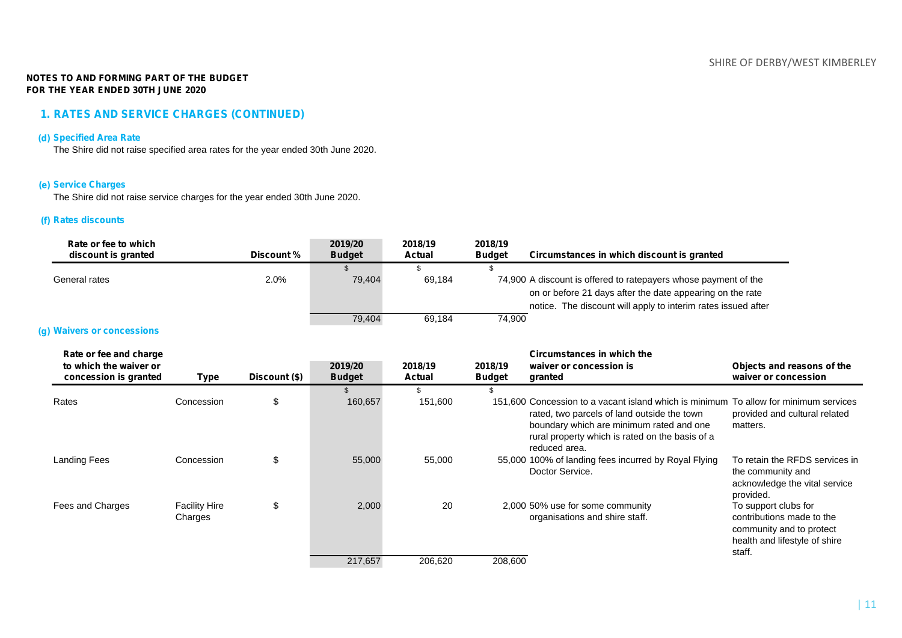**NOTES TO AND FORMING PART OF THE BUDGET**
**FOR THE YEAR ENDED 30TH JUNE 2020**

## 1. RATES AND SERVICE CHARGES (CONTINUED)

### (d) Specified Area Rate

The Shire did not raise specified area rates for the year ended 30th June 2020.

### (e) Service Charges

The Shire did not raise service charges for the year ended 30th June 2020.

### (f) Rates discounts

| Rate or fee to which discount is granted | Discount % | 2019/20 Budget | 2018/19 Actual | 2018/19 Budget | Circumstances in which discount is granted |
|---|---|---|---|---|---|
| | | $ | $ | $ | |
| General rates | 2.0% | 79,404 | 69,184 | 74,900 | A discount is offered to ratepayers whose payment of the on or before 21 days after the date appearing on the rate notice. The discount will apply to interim rates issued after |
| | | 79,404 | 69,184 | 74,900 | |

### (g) Waivers or concessions

| Rate or fee and charge to which the waiver or concession is granted | Type | Discount ($) | 2019/20 Budget | 2018/19 Actual | 2018/19 Budget | Circumstances in which the waiver or concession is granted | Objects and reasons of the waiver or concession |
|---|---|---|---|---|---|---|---|
| | | | $ | $ | $ | | |
| Rates | Concession | $ | 160,657 | 151,600 | 151,600 | Concession to a vacant island which is minimum rated, two parcels of land outside the town boundary which are minimum rated and one rural property which is rated on the basis of a reduced area. | To allow for minimum services provided and cultural related matters. |
| Landing Fees | Concession | $ | 55,000 | 55,000 | 55,000 | 100% of landing fees incurred by Royal Flying Doctor Service. | To retain the RFDS services in the community and acknowledge the vital service provided. |
| Fees and Charges | Facility Hire Charges | $ | 2,000 | 20 | 2,000 | 50% use for some community organisations and shire staff. | To support clubs for contributions made to the community and to protect health and lifestyle of shire staff. |
| | | | 217,657 | 206,620 | 208,600 | | |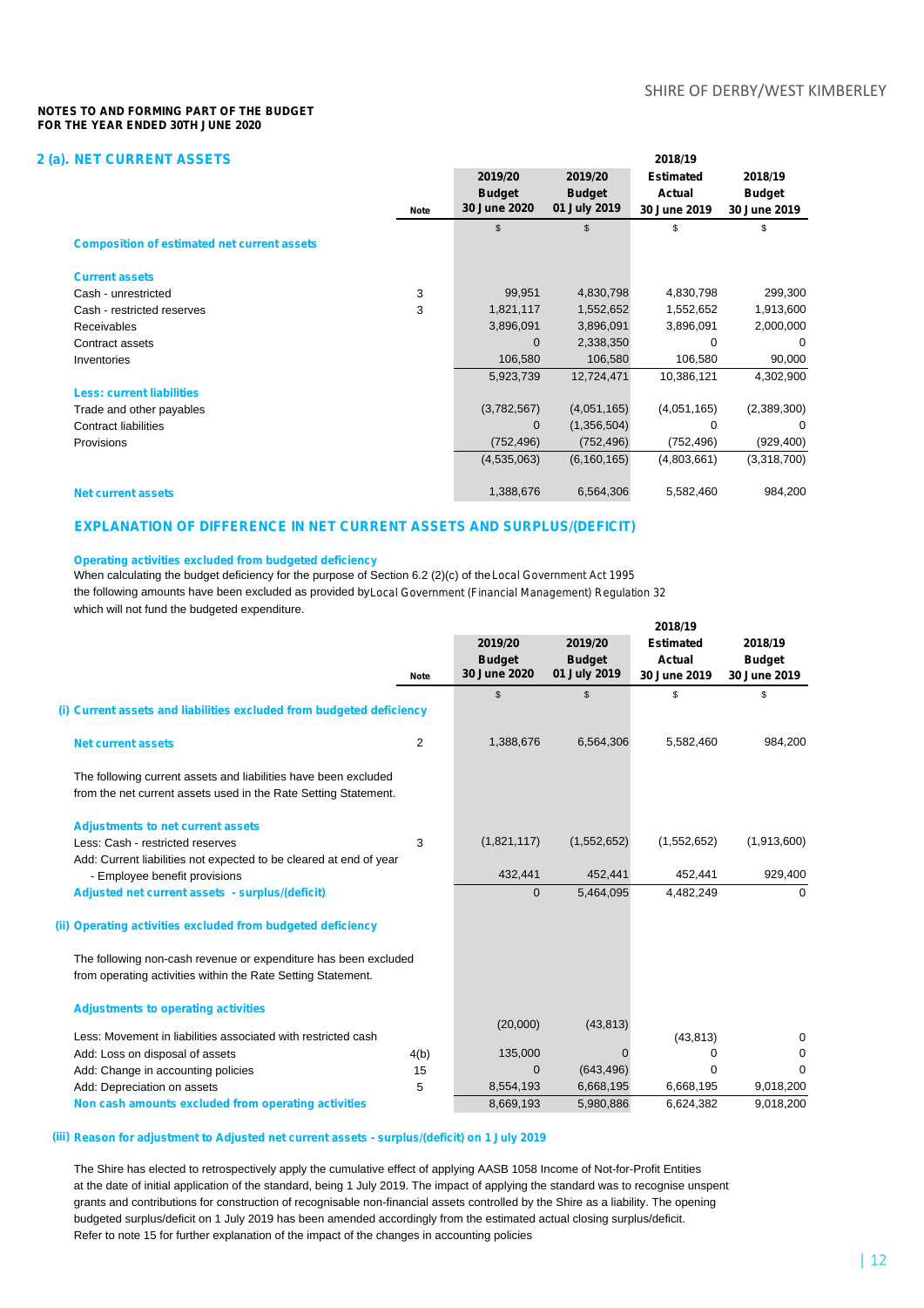**NOTES TO AND FORMING PART OF THE BUDGET**
**FOR THE YEAR ENDED 30TH JUNE 2020**

## 2 (a). NET CURRENT ASSETS

| | Note | 2019/20 Budget 30 June 2020 | 2019/20 Budget 01 July 2019 | 2018/19 Estimated Actual 30 June 2019 | 2018/19 Budget 30 June 2019 |
|---|---|---|---|---|---|
| | | $ | $ | $ | $ |
| **Composition of estimated net current assets** | | | | | |
| **Current assets** | | | | | |
| Cash - unrestricted | 3 | 99,951 | 4,830,798 | 4,830,798 | 299,300 |
| Cash - restricted reserves | 3 | 1,821,117 | 1,552,652 | 1,552,652 | 1,913,600 |
| Receivables | | 3,896,091 | 3,896,091 | 3,896,091 | 2,000,000 |
| Contract assets | | 0 | 2,338,350 | 0 | 0 |
| Inventories | | 106,580 | 106,580 | 106,580 | 90,000 |
| | | 5,923,739 | 12,724,471 | 10,386,121 | 4,302,900 |
| **Less: current liabilities** | | | | | |
| Trade and other payables | | (3,782,567) | (4,051,165) | (4,051,165) | (2,389,300) |
| Contract liabilities | | 0 | (1,356,504) | 0 | 0 |
| Provisions | | (752,496) | (752,496) | (752,496) | (929,400) |
| | | (4,535,063) | (6,160,165) | (4,803,661) | (3,318,700) |
| **Net current assets** | | 1,388,676 | 6,564,306 | 5,582,460 | 984,200 |

### EXPLANATION OF DIFFERENCE IN NET CURRENT ASSETS AND SURPLUS/(DEFICIT)

**Operating activities excluded from budgeted deficiency**

When calculating the budget deficiency for the purpose of Section 6.2 (2)(c) of the *Local Government Act 1995* the following amounts have been excluded as provided by *Local Government (Financial Management) Regulation 32* which will not fund the budgeted expenditure.

| | Note | 2019/20 Budget 30 June 2020 | 2019/20 Budget 01 July 2019 | 2018/19 Estimated Actual 30 June 2019 | 2018/19 Budget 30 June 2019 |
|---|---|---|---|---|---|
| | | $ | $ | $ | $ |
| **(i) Current assets and liabilities excluded from budgeted deficiency** | | | | | |
| **Net current assets** | 2 | 1,388,676 | 6,564,306 | 5,582,460 | 984,200 |
| The following current assets and liabilities have been excluded from the net current assets used in the Rate Setting Statement. | | | | | |
| **Adjustments to net current assets** | | | | | |
| Less: Cash - restricted reserves | 3 | (1,821,117) | (1,552,652) | (1,552,652) | (1,913,600) |
| Add: Current liabilities not expected to be cleared at end of year - Employee benefit provisions | | 432,441 | 452,441 | 452,441 | 929,400 |
| **Adjusted net current assets - surplus/(deficit)** | | 0 | 5,464,095 | 4,482,249 | 0 |
| **(ii) Operating activities excluded from budgeted deficiency** | | | | | |
| The following non-cash revenue or expenditure has been excluded from operating activities within the Rate Setting Statement. | | | | | |
| **Adjustments to operating activities** | | | | | |
| Less: Movement in liabilities associated with restricted cash | | (20,000) | (43,813) | (43,813) | 0 |
| Add: Loss on disposal of assets | 4(b) | 135,000 | 0 | 0 | 0 |
| Add: Change in accounting policies | 15 | 0 | (643,496) | 0 | 0 |
| Add: Depreciation on assets | 5 | 8,554,193 | 6,668,195 | 6,668,195 | 9,018,200 |
| **Non cash amounts excluded from operating activities** | | 8,669,193 | 5,980,886 | 6,624,382 | 9,018,200 |

**(iii) Reason for adjustment to Adjusted net current assets - surplus/(deficit) on 1 July 2019**

The Shire has elected to retrospectively apply the cumulative effect of applying AASB 1058 Income of Not-for-Profit Entities at the date of initial application of the standard, being 1 July 2019. The impact of applying the standard was to recognise unspent grants and contributions for construction of recognisable non-financial assets controlled by the Shire as a liability. The opening budgeted surplus/deficit on 1 July 2019 has been amended accordingly from the estimated actual closing surplus/deficit. Refer to note 15 for further explanation of the impact of the changes in accounting policies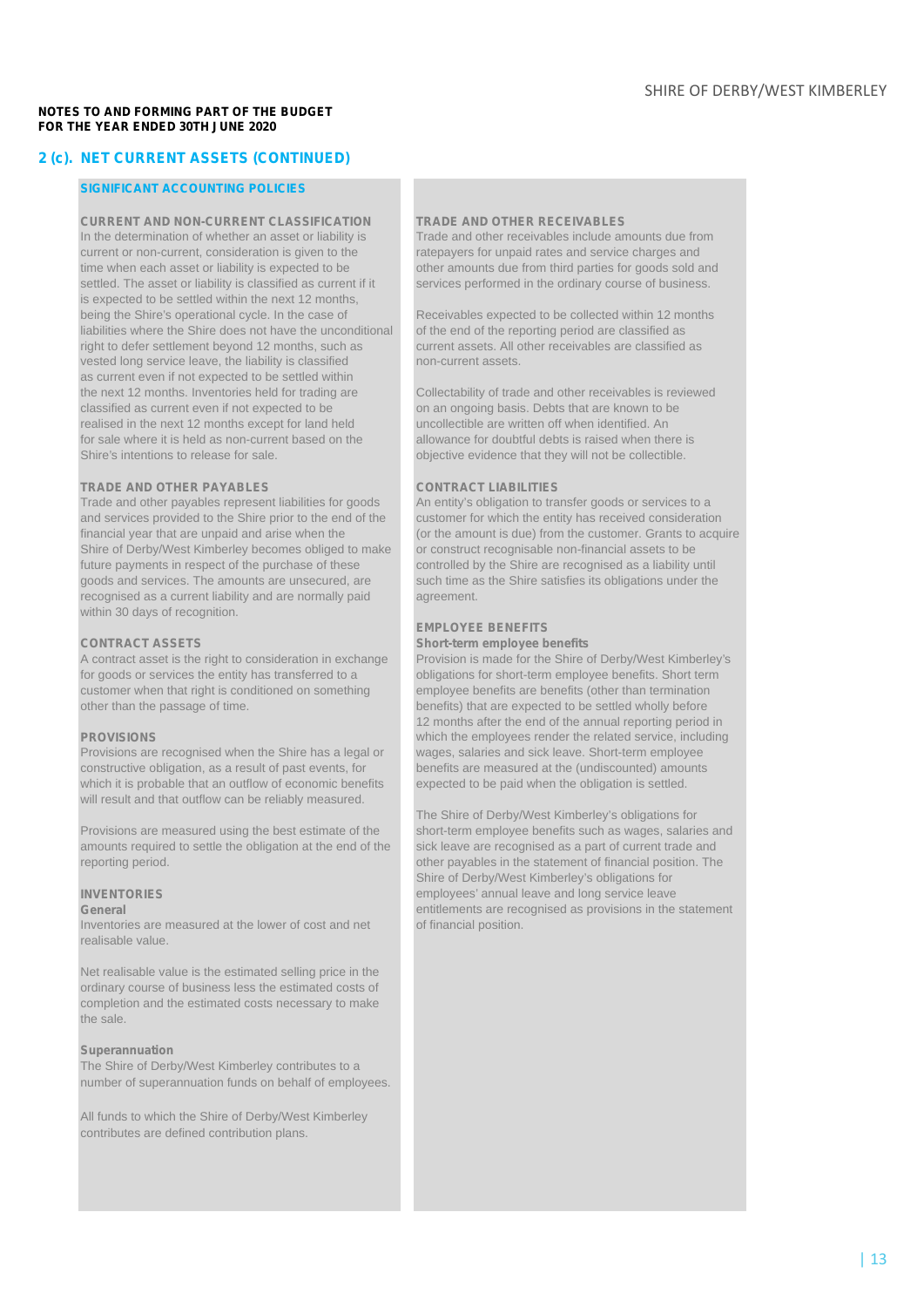**NOTES TO AND FORMING PART OF THE BUDGET**
**FOR THE YEAR ENDED 30TH JUNE 2020**

## 2 (c). NET CURRENT ASSETS (CONTINUED)

### SIGNIFICANT ACCOUNTING POLICIES

**CURRENT AND NON-CURRENT CLASSIFICATION**

In the determination of whether an asset or liability is current or non-current, consideration is given to the time when each asset or liability is expected to be settled. The asset or liability is classified as current if it is expected to be settled within the next 12 months, being the Shire's operational cycle. In the case of liabilities where the Shire does not have the unconditional right to defer settlement beyond 12 months, such as vested long service leave, the liability is classified as current even if not expected to be settled within the next 12 months. Inventories held for trading are classified as current even if not expected to be realised in the next 12 months except for land held for sale where it is held as non-current based on the Shire's intentions to release for sale.

**TRADE AND OTHER PAYABLES**

Trade and other payables represent liabilities for goods and services provided to the Shire prior to the end of the financial year that are unpaid and arise when the Shire of Derby/West Kimberley becomes obliged to make future payments in respect of the purchase of these goods and services. The amounts are unsecured, are recognised as a current liability and are normally paid within 30 days of recognition.

**CONTRACT ASSETS**

A contract asset is the right to consideration in exchange for goods or services the entity has transferred to a customer when that right is conditioned on something other than the passage of time.

**PROVISIONS**

Provisions are recognised when the Shire has a legal or constructive obligation, as a result of past events, for which it is probable that an outflow of economic benefits will result and that outflow can be reliably measured.

Provisions are measured using the best estimate of the amounts required to settle the obligation at the end of the reporting period.

**INVENTORIES**

**General**

Inventories are measured at the lower of cost and net realisable value.

Net realisable value is the estimated selling price in the ordinary course of business less the estimated costs of completion and the estimated costs necessary to make the sale.

**Superannuation**

The Shire of Derby/West Kimberley contributes to a number of superannuation funds on behalf of employees.

All funds to which the Shire of Derby/West Kimberley contributes are defined contribution plans.

**TRADE AND OTHER RECEIVABLES**

Trade and other receivables include amounts due from ratepayers for unpaid rates and service charges and other amounts due from third parties for goods sold and services performed in the ordinary course of business.

Receivables expected to be collected within 12 months of the end of the reporting period are classified as current assets. All other receivables are classified as non-current assets.

Collectability of trade and other receivables is reviewed on an ongoing basis. Debts that are known to be uncollectible are written off when identified. An allowance for doubtful debts is raised when there is objective evidence that they will not be collectible.

**CONTRACT LIABILITIES**

An entity's obligation to transfer goods or services to a customer for which the entity has received consideration (or the amount is due) from the customer. Grants to acquire or construct recognisable non-financial assets to be controlled by the Shire are recognised as a liability until such time as the Shire satisfies its obligations under the agreement.

**EMPLOYEE BENEFITS**

**Short-term employee benefits**

Provision is made for the Shire of Derby/West Kimberley's obligations for short-term employee benefits. Short term employee benefits are benefits (other than termination benefits) that are expected to be settled wholly before 12 months after the end of the annual reporting period in which the employees render the related service, including wages, salaries and sick leave. Short-term employee benefits are measured at the (undiscounted) amounts expected to be paid when the obligation is settled.

The Shire of Derby/West Kimberley's obligations for short-term employee benefits such as wages, salaries and sick leave are recognised as a part of current trade and other payables in the statement of financial position. The Shire of Derby/West Kimberley's obligations for employees' annual leave and long service leave entitlements are recognised as provisions in the statement of financial position.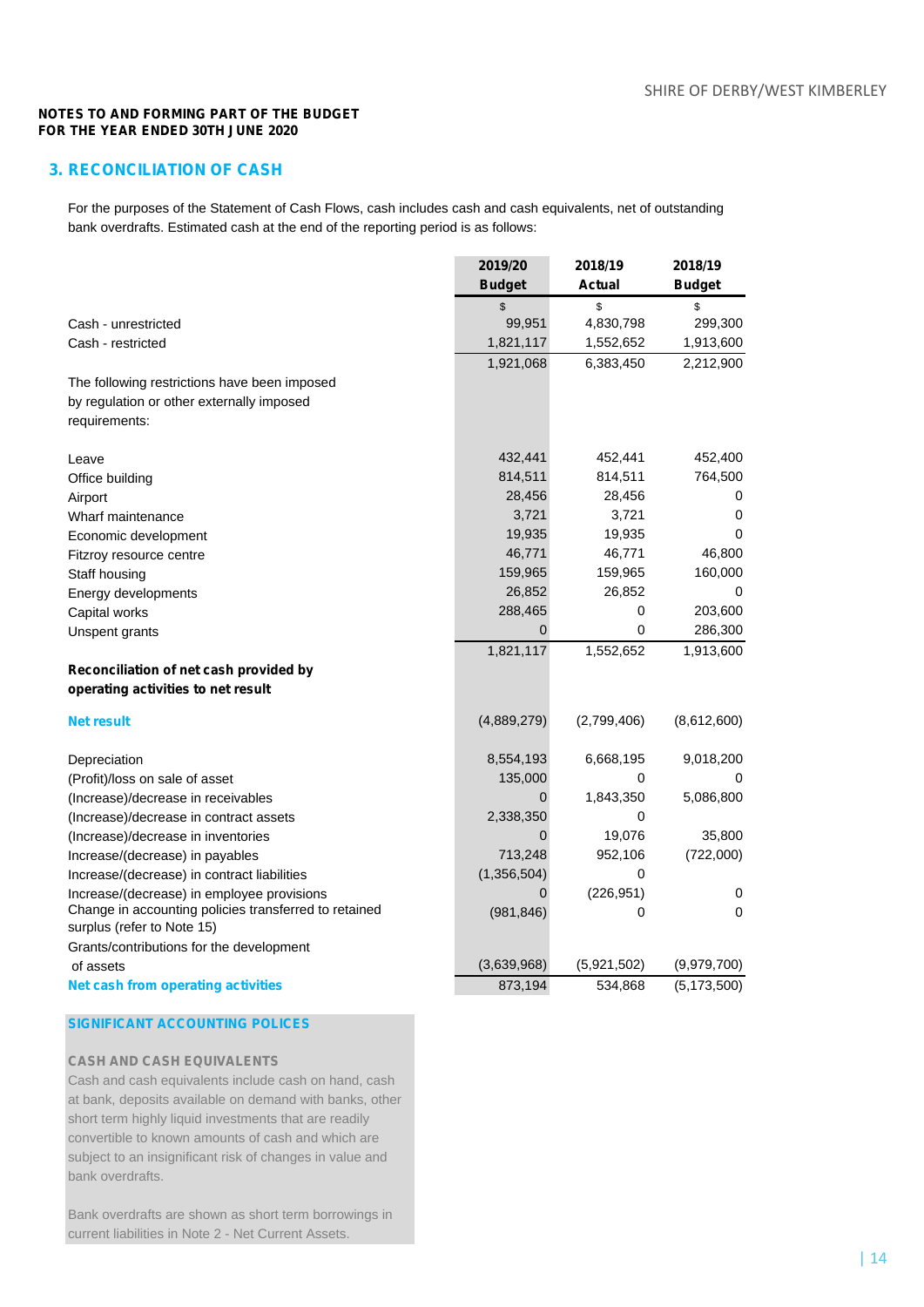**NOTES TO AND FORMING PART OF THE BUDGET**
**FOR THE YEAR ENDED 30TH JUNE 2020**

## 3. RECONCILIATION OF CASH

For the purposes of the Statement of Cash Flows, cash includes cash and cash equivalents, net of outstanding bank overdrafts. Estimated cash at the end of the reporting period is as follows:

| | 2019/20 Budget | 2018/19 Actual | 2018/19 Budget |
|---|---|---|---|
| | $ | $ | $ |
| Cash - unrestricted | 99,951 | 4,830,798 | 299,300 |
| Cash - restricted | 1,821,117 | 1,552,652 | 1,913,600 |
| | 1,921,068 | 6,383,450 | 2,212,900 |
| The following restrictions have been imposed by regulation or other externally imposed requirements: | | | |
| Leave | 432,441 | 452,441 | 452,400 |
| Office building | 814,511 | 814,511 | 764,500 |
| Airport | 28,456 | 28,456 | 0 |
| Wharf maintenance | 3,721 | 3,721 | 0 |
| Economic development | 19,935 | 19,935 | 0 |
| Fitzroy resource centre | 46,771 | 46,771 | 46,800 |
| Staff housing | 159,965 | 159,965 | 160,000 |
| Energy developments | 26,852 | 26,852 | 0 |
| Capital works | 288,465 | 0 | 203,600 |
| Unspent grants | 0 | 0 | 286,300 |
| | 1,821,117 | 1,552,652 | 1,913,600 |
| **Reconciliation of net cash provided by operating activities to net result** | | | |
| **Net result** | (4,889,279) | (2,799,406) | (8,612,600) |
| Depreciation | 8,554,193 | 6,668,195 | 9,018,200 |
| (Profit)/loss on sale of asset | 135,000 | 0 | 0 |
| (Increase)/decrease in receivables | 0 | 1,843,350 | 5,086,800 |
| (Increase)/decrease in contract assets | 2,338,350 | 0 | |
| (Increase)/decrease in inventories | 0 | 19,076 | 35,800 |
| Increase/(decrease) in payables | 713,248 | 952,106 | (722,000) |
| Increase/(decrease) in contract liabilities | (1,356,504) | 0 | |
| Increase/(decrease) in employee provisions | 0 | (226,951) | 0 |
| Change in accounting policies transferred to retained surplus (refer to Note 15) | (981,846) | 0 | 0 |
| Grants/contributions for the development of assets | (3,639,968) | (5,921,502) | (9,979,700) |
| **Net cash from operating activities** | 873,194 | 534,868 | (5,173,500) |

**SIGNIFICANT ACCOUNTING POLICES**

**CASH AND CASH EQUIVALENTS**

Cash and cash equivalents include cash on hand, cash at bank, deposits available on demand with banks, other short term highly liquid investments that are readily convertible to known amounts of cash and which are subject to an insignificant risk of changes in value and bank overdrafts.

Bank overdrafts are shown as short term borrowings in current liabilities in Note 2 - Net Current Assets.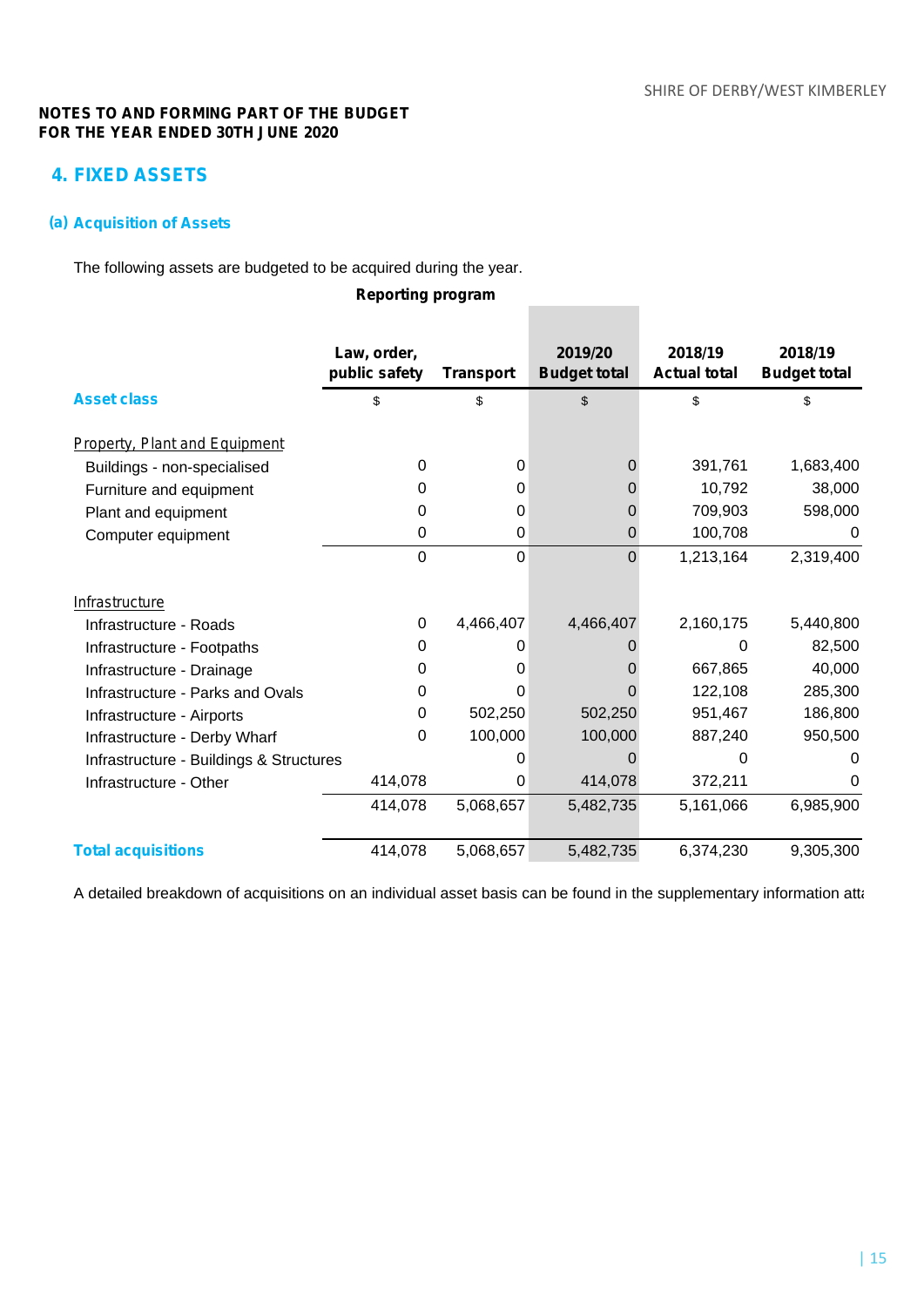**NOTES TO AND FORMING PART OF THE BUDGET**
**FOR THE YEAR ENDED 30TH JUNE 2020**

## 4. FIXED ASSETS

### (a) Acquisition of Assets

The following assets are budgeted to be acquired during the year.

| | Reporting program | | | | |
|---|---|---|---|---|---|
| **Asset class** | **Law, order, public safety** | **Transport** | **2019/20 Budget total** | **2018/19 Actual total** | **2018/19 Budget total** |
| | $ | $ | $ | $ | $ |
| Property, Plant and Equipment | | | | | |
| Buildings - non-specialised | 0 | 0 | 0 | 391,761 | 1,683,400 |
| Furniture and equipment | 0 | 0 | 0 | 10,792 | 38,000 |
| Plant and equipment | 0 | 0 | 0 | 709,903 | 598,000 |
| Computer equipment | 0 | 0 | 0 | 100,708 | 0 |
| | 0 | 0 | 0 | 1,213,164 | 2,319,400 |
| Infrastructure | | | | | |
| Infrastructure - Roads | 0 | 4,466,407 | 4,466,407 | 2,160,175 | 5,440,800 |
| Infrastructure - Footpaths | 0 | 0 | 0 | 0 | 82,500 |
| Infrastructure - Drainage | 0 | 0 | 0 | 667,865 | 40,000 |
| Infrastructure - Parks and Ovals | 0 | 0 | 0 | 122,108 | 285,300 |
| Infrastructure - Airports | 0 | 502,250 | 502,250 | 951,467 | 186,800 |
| Infrastructure - Derby Wharf | 0 | 100,000 | 100,000 | 887,240 | 950,500 |
| Infrastructure - Buildings & Structures | | 0 | 0 | 0 | 0 |
| Infrastructure - Other | 414,078 | 0 | 414,078 | 372,211 | 0 |
| | 414,078 | 5,068,657 | 5,482,735 | 5,161,066 | 6,985,900 |
| **Total acquisitions** | 414,078 | 5,068,657 | 5,482,735 | 6,374,230 | 9,305,300 |

A detailed breakdown of acquisitions on an individual asset basis can be found in the supplementary information att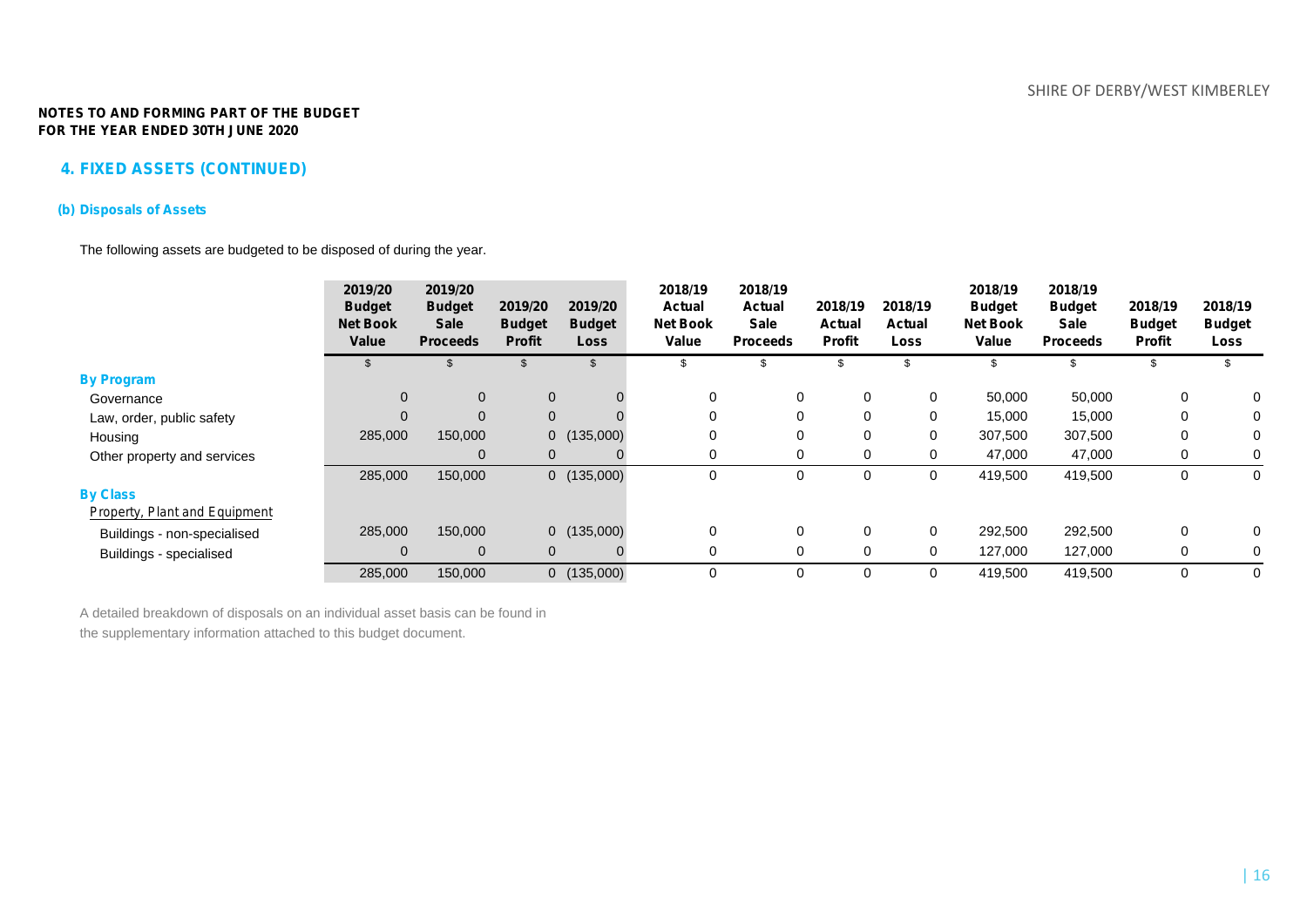**NOTES TO AND FORMING PART OF THE BUDGET**
**FOR THE YEAR ENDED 30TH JUNE 2020**

## 4. FIXED ASSETS (CONTINUED)

### (b) Disposals of Assets

The following assets are budgeted to be disposed of during the year.

| | 2019/20 Budget Net Book Value | 2019/20 Budget Sale Proceeds | 2019/20 Budget Profit | 2019/20 Budget Loss | 2018/19 Actual Net Book Value | 2018/19 Actual Sale Proceeds | 2018/19 Actual Profit | 2018/19 Actual Loss | 2018/19 Budget Net Book Value | 2018/19 Budget Sale Proceeds | 2018/19 Budget Profit | 2018/19 Budget Loss |
|---|---|---|---|---|---|---|---|---|---|---|---|---|
| | $ | $ | $ | $ | $ | $ | $ | $ | $ | $ | $ | $ |
| **By Program** | | | | | | | | | | | | |
| Governance | 0 | 0 | 0 | 0 | 0 | 0 | 0 | 0 | 50,000 | 50,000 | 0 | 0 |
| Law, order, public safety | 0 | 0 | 0 | 0 | 0 | 0 | 0 | 0 | 15,000 | 15,000 | 0 | 0 |
| Housing | 285,000 | 150,000 | 0 | (135,000) | 0 | 0 | 0 | 0 | 307,500 | 307,500 | 0 | 0 |
| Other property and services | | 0 | 0 | 0 | 0 | 0 | 0 | 0 | 47,000 | 47,000 | 0 | 0 |
| | 285,000 | 150,000 | 0 | (135,000) | 0 | 0 | 0 | 0 | 419,500 | 419,500 | 0 | 0 |
| **By Class** | | | | | | | | | | | | |
| *Property, Plant and Equipment* | | | | | | | | | | | | |
| Buildings - non-specialised | 285,000 | 150,000 | 0 | (135,000) | 0 | 0 | 0 | 0 | 292,500 | 292,500 | 0 | 0 |
| Buildings - specialised | 0 | 0 | 0 | 0 | 0 | 0 | 0 | 0 | 127,000 | 127,000 | 0 | 0 |
| | 285,000 | 150,000 | 0 | (135,000) | 0 | 0 | 0 | 0 | 419,500 | 419,500 | 0 | 0 |

A detailed breakdown of disposals on an individual asset basis can be found in the supplementary information attached to this budget document.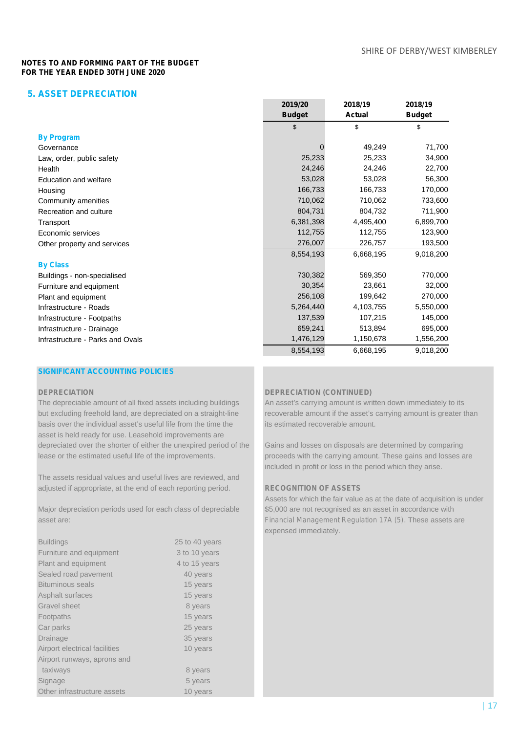**NOTES TO AND FORMING PART OF THE BUDGET**
**FOR THE YEAR ENDED 30TH JUNE 2020**

## 5. ASSET DEPRECIATION

| | 2019/20 Budget | 2018/19 Actual | 2018/19 Budget |
|---|---|---|---|
| | $ | $ | $ |
| **By Program** | | | |
| Governance | 0 | 49,249 | 71,700 |
| Law, order, public safety | 25,233 | 25,233 | 34,900 |
| Health | 24,246 | 24,246 | 22,700 |
| Education and welfare | 53,028 | 53,028 | 56,300 |
| Housing | 166,733 | 166,733 | 170,000 |
| Community amenities | 710,062 | 710,062 | 733,600 |
| Recreation and culture | 804,731 | 804,732 | 711,900 |
| Transport | 6,381,398 | 4,495,400 | 6,899,700 |
| Economic services | 112,755 | 112,755 | 123,900 |
| Other property and services | 276,007 | 226,757 | 193,500 |
| | 8,554,193 | 6,668,195 | 9,018,200 |
| **By Class** | | | |
| Buildings - non-specialised | 730,382 | 569,350 | 770,000 |
| Furniture and equipment | 30,354 | 23,661 | 32,000 |
| Plant and equipment | 256,108 | 199,642 | 270,000 |
| Infrastructure - Roads | 5,264,440 | 4,103,755 | 5,550,000 |
| Infrastructure - Footpaths | 137,539 | 107,215 | 145,000 |
| Infrastructure - Drainage | 659,241 | 513,894 | 695,000 |
| Infrastructure - Parks and Ovals | 1,476,129 | 1,150,678 | 1,556,200 |
| | 8,554,193 | 6,668,195 | 9,018,200 |

### SIGNIFICANT ACCOUNTING POLICIES

**DEPRECIATION**

The depreciable amount of all fixed assets including buildings but excluding freehold land, are depreciated on a straight-line basis over the individual asset's useful life from the time the asset is held ready for use. Leasehold improvements are depreciated over the shorter of either the unexpired period of the lease or the estimated useful life of the improvements.

The assets residual values and useful lives are reviewed, and adjusted if appropriate, at the end of each reporting period.

Major depreciation periods used for each class of depreciable asset are:

| | |
|---|---|
| Buildings | 25 to 40 years |
| Furniture and equipment | 3 to 10 years |
| Plant and equipment | 4 to 15 years |
| Sealed road pavement | 40 years |
| Bituminous seals | 15 years |
| Asphalt surfaces | 15 years |
| Gravel sheet | 8 years |
| Footpaths | 15 years |
| Car parks | 25 years |
| Drainage | 35 years |
| Airport electrical facilities | 10 years |
| Airport runways, aprons and taxiways | 8 years |
| Signage | 5 years |
| Other infrastructure assets | 10 years |

**DEPRECIATION (CONTINUED)**

An asset's carrying amount is written down immediately to its recoverable amount if the asset's carrying amount is greater than its estimated recoverable amount.

Gains and losses on disposals are determined by comparing proceeds with the carrying amount. These gains and losses are included in profit or loss in the period which they arise.

**RECOGNITION OF ASSETS**

Assets for which the fair value as at the date of acquisition is under $5,000 are not recognised as an asset in accordance with Financial Management Regulation 17A (5). These assets are expensed immediately.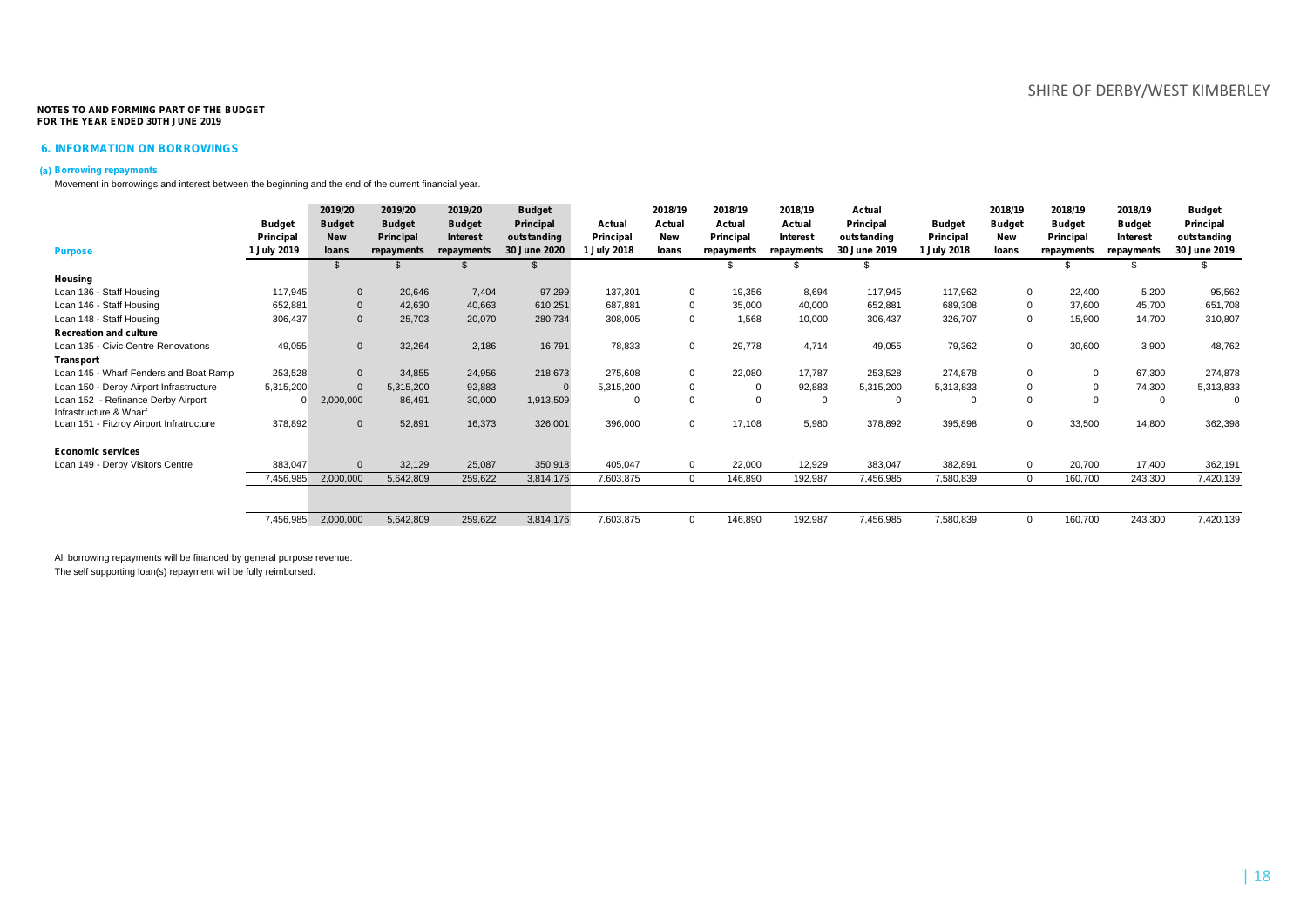**NOTES TO AND FORMING PART OF THE BUDGET**
**FOR THE YEAR ENDED 30TH JUNE 2019**

## 6. INFORMATION ON BORROWINGS

### (a) Borrowing repayments

Movement in borrowings and interest between the beginning and the end of the current financial year.

| Purpose | Budget Principal 1 July 2019 | 2019/20 Budget New loans | 2019/20 Budget Principal repayments | 2019/20 Budget Interest repayments | Budget Principal outstanding 30 June 2020 | Actual Principal 1 July 2018 | 2018/19 Actual New loans | 2018/19 Actual Principal repayments | 2018/19 Actual Interest repayments | Actual Principal outstanding 30 June 2019 | Budget Principal 1 July 2018 | 2018/19 Budget New loans | 2018/19 Budget Principal repayments | 2018/19 Budget Interest repayments | Budget Principal outstanding 30 June 2019 |
|---|---|---|---|---|---|---|---|---|---|---|---|---|---|---|---|
| | | $ | $ | $ | $ | | | $ | $ | $ | | | $ | $ | $ |
| **Housing** | | | | | | | | | | | | | | | |
| Loan 136 - Staff Housing | 117,945 | 0 | 20,646 | 7,404 | 97,299 | 137,301 | 0 | 19,356 | 8,694 | 117,945 | 117,962 | 0 | 22,400 | 5,200 | 95,562 |
| Loan 146 - Staff Housing | 652,881 | 0 | 42,630 | 40,663 | 610,251 | 687,881 | 0 | 35,000 | 40,000 | 652,881 | 689,308 | 0 | 37,600 | 45,700 | 651,708 |
| Loan 148 - Staff Housing | 306,437 | 0 | 25,703 | 20,070 | 280,734 | 308,005 | 0 | 1,568 | 10,000 | 306,437 | 326,707 | 0 | 15,900 | 14,700 | 310,807 |
| **Recreation and culture** | | | | | | | | | | | | | | | |
| Loan 135 - Civic Centre Renovations | 49,055 | 0 | 32,264 | 2,186 | 16,791 | 78,833 | 0 | 29,778 | 4,714 | 49,055 | 79,362 | 0 | 30,600 | 3,900 | 48,762 |
| **Transport** | | | | | | | | | | | | | | | |
| Loan 145 - Wharf Fenders and Boat Ramp | 253,528 | 0 | 34,855 | 24,956 | 218,673 | 275,608 | 0 | 22,080 | 17,787 | 253,528 | 274,878 | 0 | 0 | 67,300 | 274,878 |
| Loan 150 - Derby Airport Infrastructure | 5,315,200 | 0 | 5,315,200 | 92,883 | 0 | 5,315,200 | 0 | 0 | 92,883 | 5,315,200 | 5,313,833 | 0 | 0 | 74,300 | 5,313,833 |
| Loan 152 - Refinance Derby Airport Infrastructure & Wharf | 0 | 2,000,000 | 86,491 | 30,000 | 1,913,509 | 0 | 0 | 0 | 0 | 0 | 0 | 0 | 0 | 0 | 0 |
| Loan 151 - Fitzroy Airport Infratructure | 378,892 | 0 | 52,891 | 16,373 | 326,001 | 396,000 | 0 | 17,108 | 5,980 | 378,892 | 395,898 | 0 | 33,500 | 14,800 | 362,398 |
| **Economic services** | | | | | | | | | | | | | | | |
| Loan 149 - Derby Visitors Centre | 383,047 | 0 | 32,129 | 25,087 | 350,918 | 405,047 | 0 | 22,000 | 12,929 | 383,047 | 382,891 | 0 | 20,700 | 17,400 | 362,191 |
| | 7,456,985 | 2,000,000 | 5,642,809 | 259,622 | 3,814,176 | 7,603,875 | 0 | 146,890 | 192,987 | 7,456,985 | 7,580,839 | 0 | 160,700 | 243,300 | 7,420,139 |
| | 7,456,985 | 2,000,000 | 5,642,809 | 259,622 | 3,814,176 | 7,603,875 | 0 | 146,890 | 192,987 | 7,456,985 | 7,580,839 | 0 | 160,700 | 243,300 | 7,420,139 |

All borrowing repayments will be financed by general purpose revenue.
The self supporting loan(s) repayment will be fully reimbursed.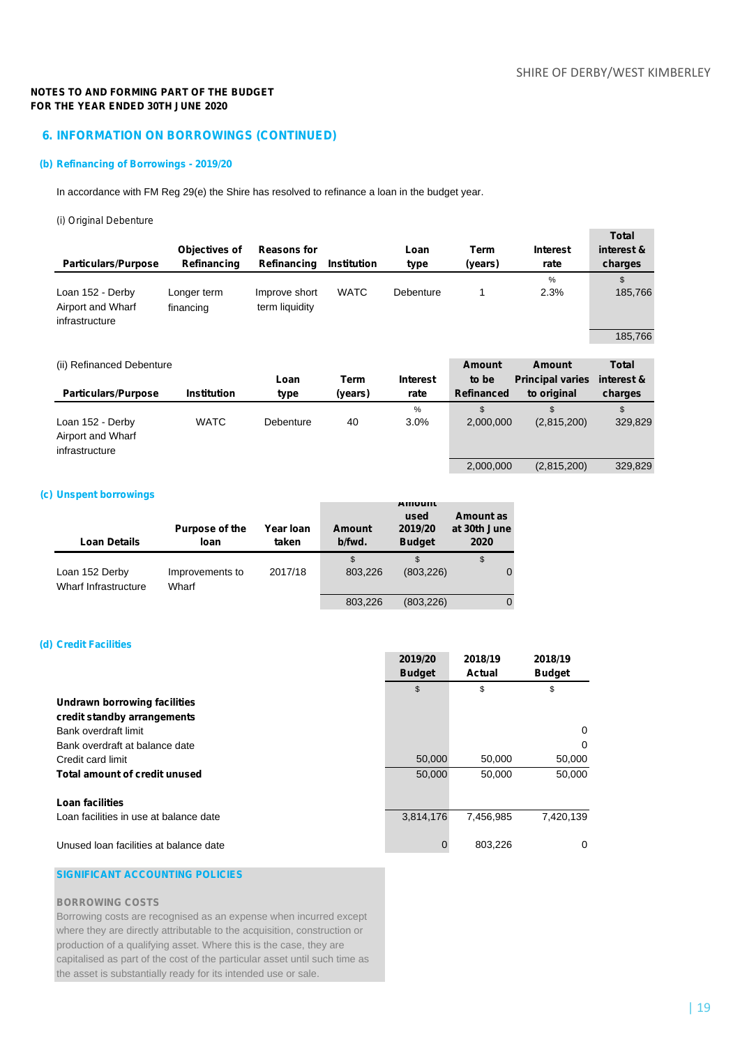**NOTES TO AND FORMING PART OF THE BUDGET**
**FOR THE YEAR ENDED 30TH JUNE 2020**

## 6. INFORMATION ON BORROWINGS (CONTINUED)

### (b) Refinancing of Borrowings - 2019/20

In accordance with FM Reg 29(e) the Shire has resolved to refinance a loan in the budget year.

(i) Original Debenture

| Particulars/Purpose | Objectives of Refinancing | Reasons for Refinancing | Institution | Loan type | Term (years) | Interest rate | Total interest & charges |
|---|---|---|---|---|---|---|---|
| | | | | | | % | $ |
| Loan 152 - Derby Airport and Wharf infrastructure | Longer term financing | Improve short term liquidity | WATC | Debenture | 1 | 2.3% | 185,766 |
| | | | | | | | 185,766 |

(ii) Refinanced Debenture

| Particulars/Purpose | Institution | Loan type | Term (years) | Interest rate | Amount to be Refinanced | Amount Principal varies to original | Total interest & charges |
|---|---|---|---|---|---|---|---|
| | | | | % | $ | $ | $ |
| Loan 152 - Derby Airport and Wharf infrastructure | WATC | Debenture | 40 | 3.0% | 2,000,000 | (2,815,200) | 329,829 |
| | | | | | 2,000,000 | (2,815,200) | 329,829 |

### (c) Unspent borrowings

| Loan Details | Purpose of the loan | Year loan taken | Amount b/fwd. | Amount used 2019/20 Budget | Amount as at 30th June 2020 |
|---|---|---|---|---|---|
| | | | $ | $ | $ |
| Loan 152 Derby Wharf Infrastructure | Improvements to Wharf | 2017/18 | 803,226 | (803,226) | 0 |
| | | | 803,226 | (803,226) | 0 |

### (d) Credit Facilities

| | 2019/20 Budget | 2018/19 Actual | 2018/19 Budget |
|---|---|---|---|
| | $ | $ | $ |
| **Undrawn borrowing facilities credit standby arrangements** | | | |
| Bank overdraft limit | | | 0 |
| Bank overdraft at balance date | | | 0 |
| Credit card limit | 50,000 | 50,000 | 50,000 |
| **Total amount of credit unused** | 50,000 | 50,000 | 50,000 |
| | | | |
| **Loan facilities** | | | |
| Loan facilities in use at balance date | 3,814,176 | 7,456,985 | 7,420,139 |
| | | | |
| Unused loan facilities at balance date | 0 | 803,226 | 0 |

**SIGNIFICANT ACCOUNTING POLICIES**

**BORROWING COSTS**

Borrowing costs are recognised as an expense when incurred except where they are directly attributable to the acquisition, construction or production of a qualifying asset. Where this is the case, they are capitalised as part of the cost of the particular asset until such time as the asset is substantially ready for its intended use or sale.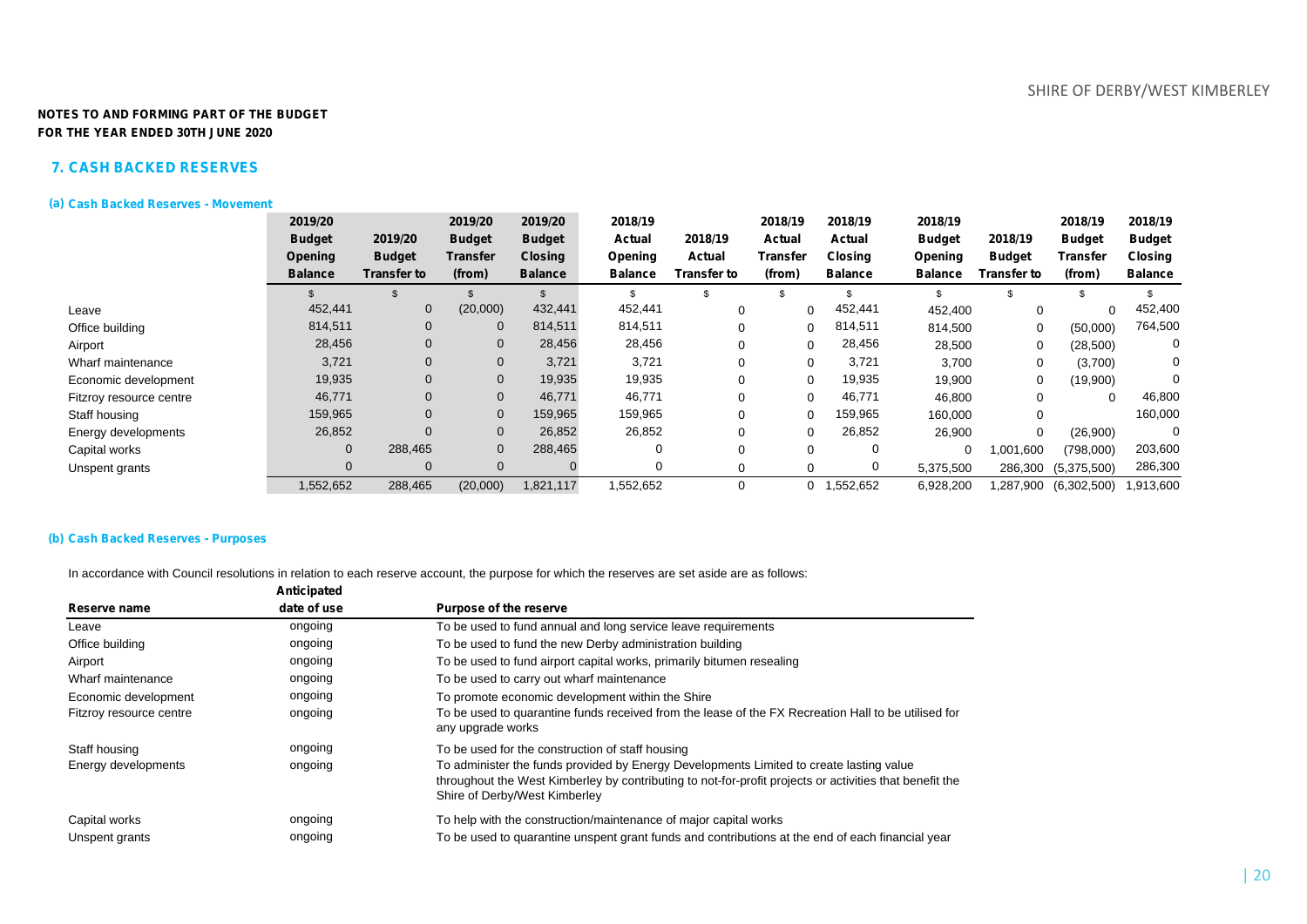**NOTES TO AND FORMING PART OF THE BUDGET**
**FOR THE YEAR ENDED 30TH JUNE 2020**

## 7. CASH BACKED RESERVES

### (a) Cash Backed Reserves - Movement

| | 2019/20 Budget Opening Balance | 2019/20 Budget Transfer to | 2019/20 Budget Transfer (from) | 2019/20 Budget Closing Balance | 2018/19 Actual Opening Balance | 2018/19 Actual Transfer to | 2018/19 Actual Transfer (from) | 2018/19 Actual Closing Balance | 2018/19 Budget Opening Balance | 2018/19 Budget Transfer to | 2018/19 Budget Transfer (from) | 2018/19 Budget Closing Balance |
|---|---|---|---|---|---|---|---|---|---|---|---|---|
| | $ | $ | $ | $ | $ | $ | $ | $ | $ | $ | $ | $ |
| Leave | 452,441 | 0 | (20,000) | 432,441 | 452,441 | 0 | 0 | 452,441 | 452,400 | 0 | 0 | 452,400 |
| Office building | 814,511 | 0 | 0 | 814,511 | 814,511 | 0 | 0 | 814,511 | 814,500 | 0 | (50,000) | 764,500 |
| Airport | 28,456 | 0 | 0 | 28,456 | 28,456 | 0 | 0 | 28,456 | 28,500 | 0 | (28,500) | 0 |
| Wharf maintenance | 3,721 | 0 | 0 | 3,721 | 3,721 | 0 | 0 | 3,721 | 3,700 | 0 | (3,700) | 0 |
| Economic development | 19,935 | 0 | 0 | 19,935 | 19,935 | 0 | 0 | 19,935 | 19,900 | 0 | (19,900) | 0 |
| Fitzroy resource centre | 46,771 | 0 | 0 | 46,771 | 46,771 | 0 | 0 | 46,771 | 46,800 | 0 | 0 | 46,800 |
| Staff housing | 159,965 | 0 | 0 | 159,965 | 159,965 | 0 | 0 | 159,965 | 160,000 | 0 | | 160,000 |
| Energy developments | 26,852 | 0 | 0 | 26,852 | 26,852 | 0 | 0 | 26,852 | 26,900 | 0 | (26,900) | 0 |
| Capital works | 0 | 288,465 | 0 | 288,465 | 0 | 0 | 0 | 0 | 0 | 1,001,600 | (798,000) | 203,600 |
| Unspent grants | 0 | 0 | 0 | 0 | 0 | 0 | 0 | 0 | 5,375,500 | 286,300 | (5,375,500) | 286,300 |
| | 1,552,652 | 288,465 | (20,000) | 1,821,117 | 1,552,652 | 0 | 0 | 1,552,652 | 6,928,200 | 1,287,900 | (6,302,500) | 1,913,600 |

### (b) Cash Backed Reserves - Purposes

In accordance with Council resolutions in relation to each reserve account, the purpose for which the reserves are set aside are as follows:

| Reserve name | Anticipated date of use | Purpose of the reserve |
|---|---|---|
| Leave | ongoing | To be used to fund annual and long service leave requirements |
| Office building | ongoing | To be used to fund the new Derby administration building |
| Airport | ongoing | To be used to fund airport capital works, primarily bitumen resealing |
| Wharf maintenance | ongoing | To be used to carry out wharf maintenance |
| Economic development | ongoing | To promote economic development within the Shire |
| Fitzroy resource centre | ongoing | To be used to quarantine funds received from the lease of the FX Recreation Hall to be utilised for any upgrade works |
| Staff housing | ongoing | To be used for the construction of staff housing |
| Energy developments | ongoing | To administer the funds provided by Energy Developments Limited to create lasting value throughout the West Kimberley by contributing to not-for-profit projects or activities that benefit the Shire of Derby/West Kimberley |
| Capital works | ongoing | To help with the construction/maintenance of major capital works |
| Unspent grants | ongoing | To be used to quarantine unspent grant funds and contributions at the end of each financial year |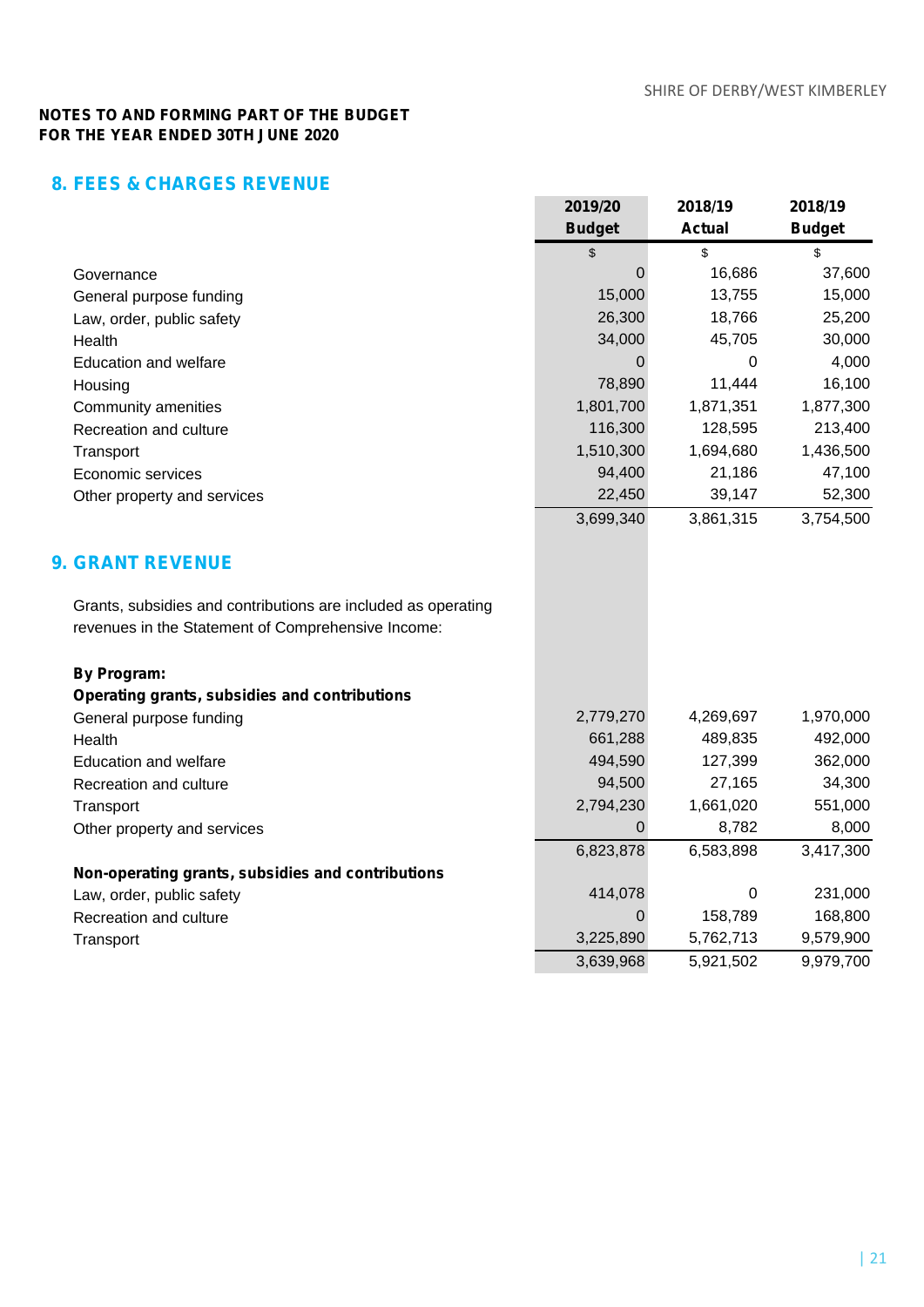**NOTES TO AND FORMING PART OF THE BUDGET**
**FOR THE YEAR ENDED 30TH JUNE 2020**

## 8. FEES & CHARGES REVENUE

| | 2019/20 Budget | 2018/19 Actual | 2018/19 Budget |
|---|---|---|---|
| | $ | $ | $ |
| Governance | 0 | 16,686 | 37,600 |
| General purpose funding | 15,000 | 13,755 | 15,000 |
| Law, order, public safety | 26,300 | 18,766 | 25,200 |
| Health | 34,000 | 45,705 | 30,000 |
| Education and welfare | 0 | 0 | 4,000 |
| Housing | 78,890 | 11,444 | 16,100 |
| Community amenities | 1,801,700 | 1,871,351 | 1,877,300 |
| Recreation and culture | 116,300 | 128,595 | 213,400 |
| Transport | 1,510,300 | 1,694,680 | 1,436,500 |
| Economic services | 94,400 | 21,186 | 47,100 |
| Other property and services | 22,450 | 39,147 | 52,300 |
| | 3,699,340 | 3,861,315 | 3,754,500 |

## 9. GRANT REVENUE

Grants, subsidies and contributions are included as operating revenues in the Statement of Comprehensive Income:

| | 2019/20 Budget | 2018/19 Actual | 2018/19 Budget |
|---|---|---|---|
| **By Program:** | | | |
| **Operating grants, subsidies and contributions** | | | |
| General purpose funding | 2,779,270 | 4,269,697 | 1,970,000 |
| Health | 661,288 | 489,835 | 492,000 |
| Education and welfare | 494,590 | 127,399 | 362,000 |
| Recreation and culture | 94,500 | 27,165 | 34,300 |
| Transport | 2,794,230 | 1,661,020 | 551,000 |
| Other property and services | 0 | 8,782 | 8,000 |
| | 6,823,878 | 6,583,898 | 3,417,300 |
| **Non-operating grants, subsidies and contributions** | | | |
| Law, order, public safety | 414,078 | 0 | 231,000 |
| Recreation and culture | 0 | 158,789 | 168,800 |
| Transport | 3,225,890 | 5,762,713 | 9,579,900 |
| | 3,639,968 | 5,921,502 | 9,979,700 |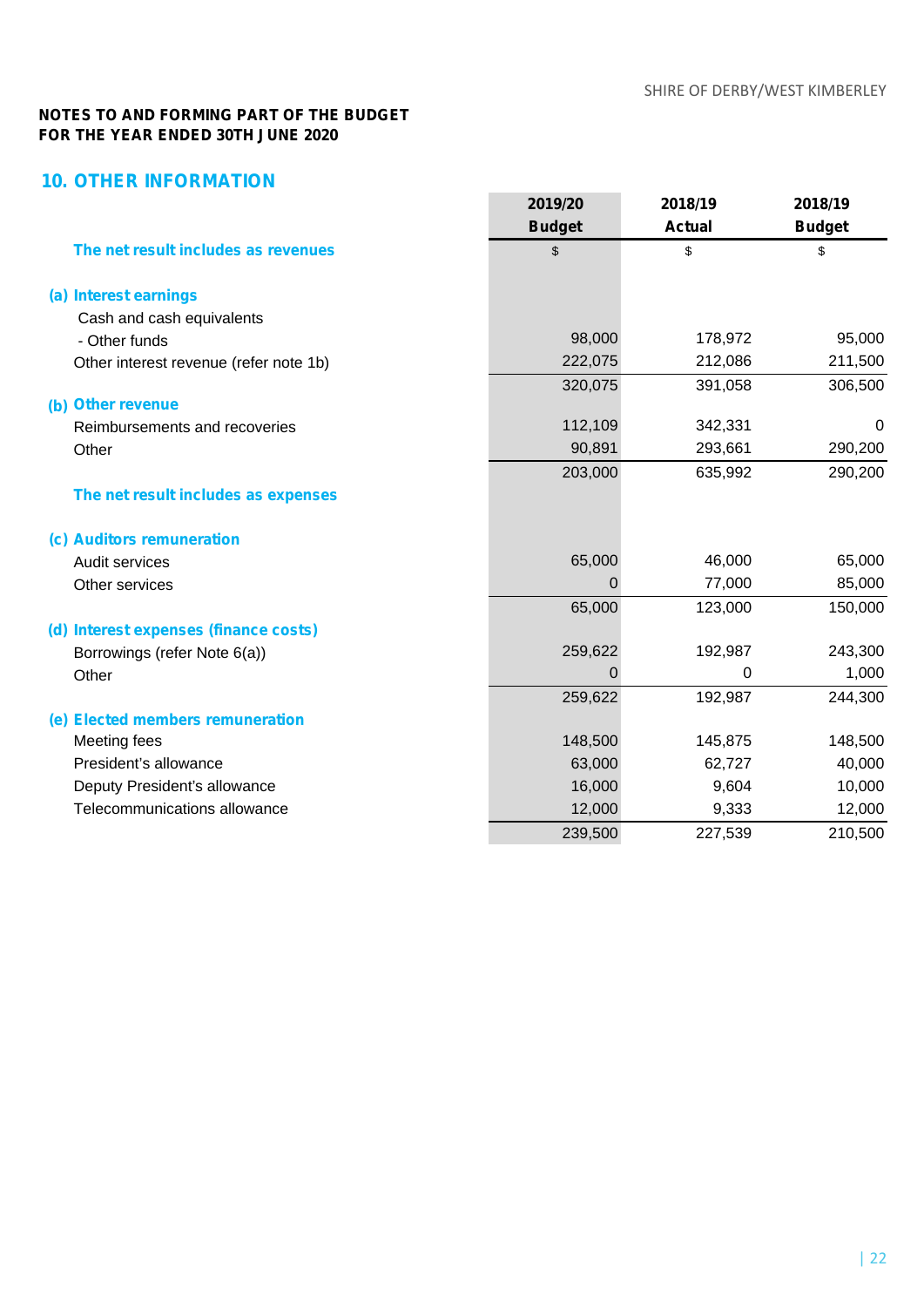**NOTES TO AND FORMING PART OF THE BUDGET**
**FOR THE YEAR ENDED 30TH JUNE 2020**

## 10. OTHER INFORMATION

| | 2019/20 Budget | 2018/19 Actual | 2018/19 Budget |
|---|---|---|---|
| **The net result includes as revenues** | $ | $ | $ |
| **(a) Interest earnings** | | | |
| Cash and cash equivalents | | | |
| - Other funds | 98,000 | 178,972 | 95,000 |
| Other interest revenue (refer note 1b) | 222,075 | 212,086 | 211,500 |
| | 320,075 | 391,058 | 306,500 |
| **(b) Other revenue** | | | |
| Reimbursements and recoveries | 112,109 | 342,331 | 0 |
| Other | 90,891 | 293,661 | 290,200 |
| | 203,000 | 635,992 | 290,200 |
| **The net result includes as expenses** | | | |
| **(c) Auditors remuneration** | | | |
| Audit services | 65,000 | 46,000 | 65,000 |
| Other services | 0 | 77,000 | 85,000 |
| | 65,000 | 123,000 | 150,000 |
| **(d) Interest expenses (finance costs)** | | | |
| Borrowings (refer Note 6(a)) | 259,622 | 192,987 | 243,300 |
| Other | 0 | 0 | 1,000 |
| | 259,622 | 192,987 | 244,300 |
| **(e) Elected members remuneration** | | | |
| Meeting fees | 148,500 | 145,875 | 148,500 |
| President's allowance | 63,000 | 62,727 | 40,000 |
| Deputy President's allowance | 16,000 | 9,604 | 10,000 |
| Telecommunications allowance | 12,000 | 9,333 | 12,000 |
| | 239,500 | 227,539 | 210,500 |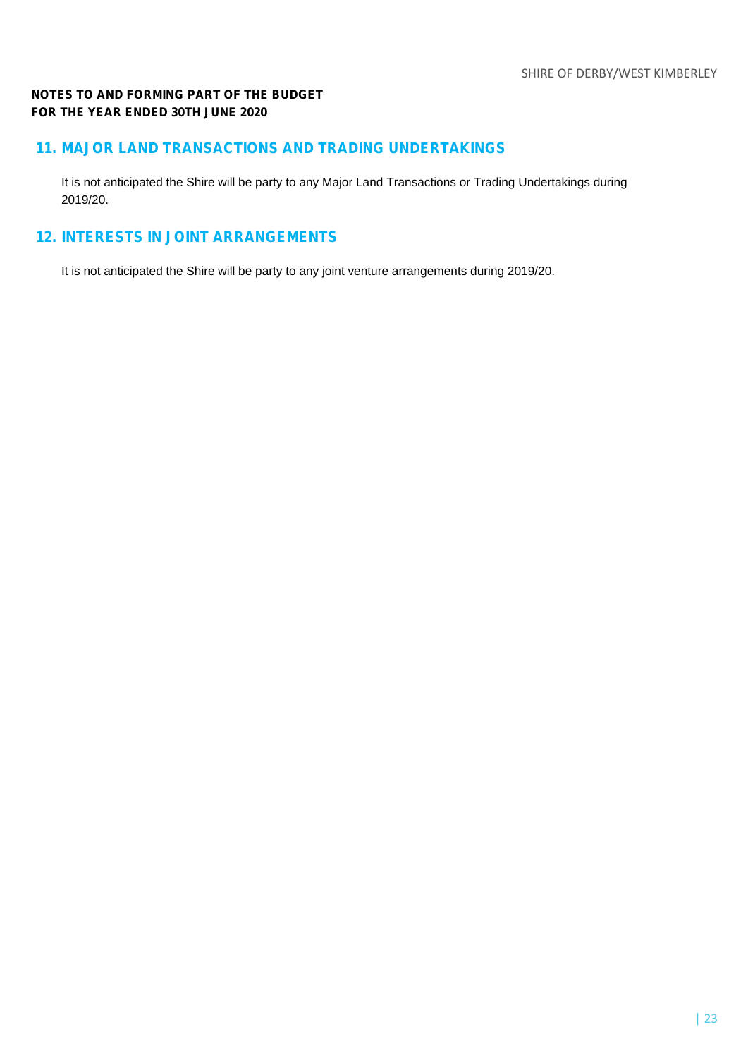**NOTES TO AND FORMING PART OF THE BUDGET**
**FOR THE YEAR ENDED 30TH JUNE 2020**

## 11. MAJOR LAND TRANSACTIONS AND TRADING UNDERTAKINGS

It is not anticipated the Shire will be party to any Major Land Transactions or Trading Undertakings during 2019/20.

## 12. INTERESTS IN JOINT ARRANGEMENTS

It is not anticipated the Shire will be party to any joint venture arrangements during 2019/20.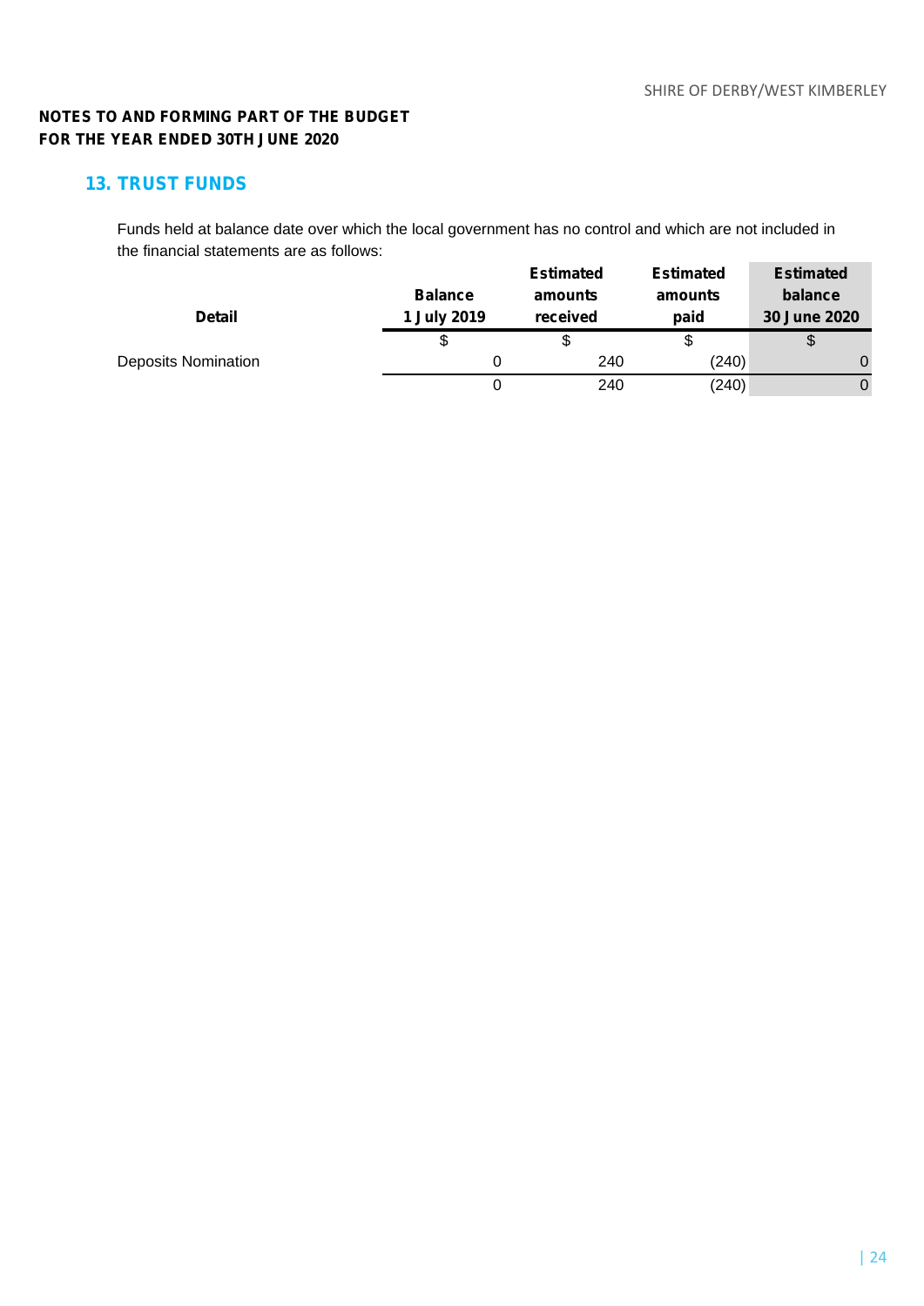**NOTES TO AND FORMING PART OF THE BUDGET**
**FOR THE YEAR ENDED 30TH JUNE 2020**

## 13. TRUST FUNDS

Funds held at balance date over which the local government has no control and which are not included in the financial statements are as follows:

| Detail | Balance 1 July 2019 | Estimated amounts received | Estimated amounts paid | Estimated balance 30 June 2020 |
|---|---|---|---|---|
| | $ | $ | $ | $ |
| Deposits Nomination | 0 | 240 | (240) | 0 |
| | 0 | 240 | (240) | 0 |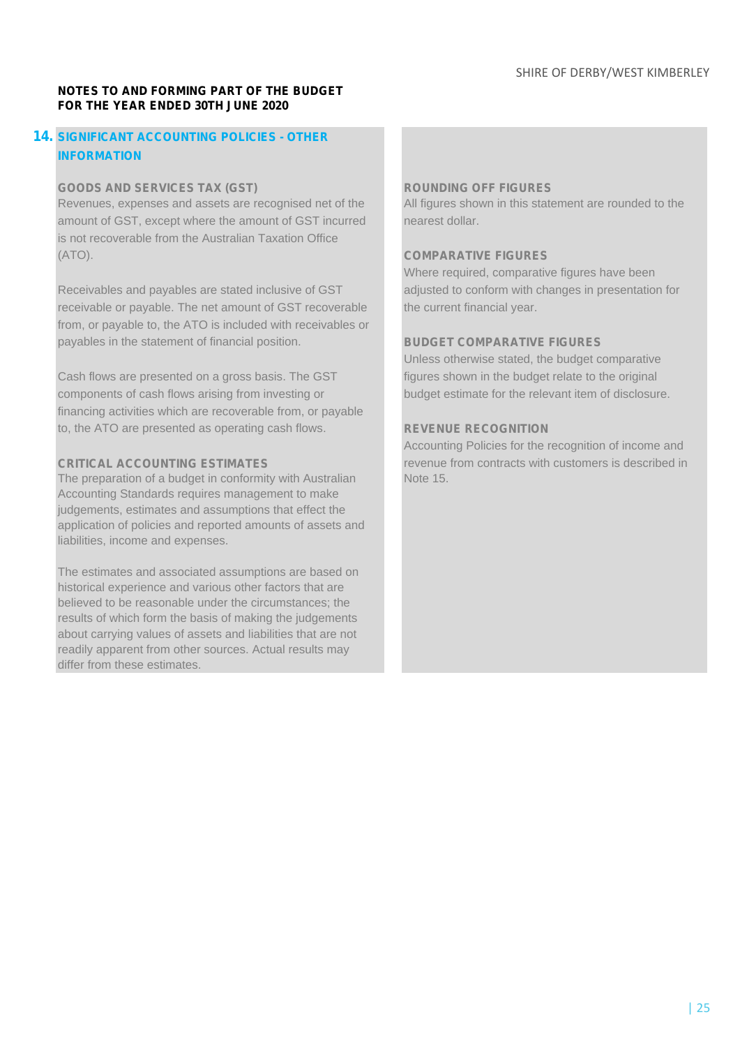**NOTES TO AND FORMING PART OF THE BUDGET**
**FOR THE YEAR ENDED 30TH JUNE 2020**

## 14. SIGNIFICANT ACCOUNTING POLICIES - OTHER INFORMATION

### GOODS AND SERVICES TAX (GST)

Revenues, expenses and assets are recognised net of the amount of GST, except where the amount of GST incurred is not recoverable from the Australian Taxation Office (ATO).

Receivables and payables are stated inclusive of GST receivable or payable. The net amount of GST recoverable from, or payable to, the ATO is included with receivables or payables in the statement of financial position.

Cash flows are presented on a gross basis. The GST components of cash flows arising from investing or financing activities which are recoverable from, or payable to, the ATO are presented as operating cash flows.

### CRITICAL ACCOUNTING ESTIMATES

The preparation of a budget in conformity with Australian Accounting Standards requires management to make judgements, estimates and assumptions that effect the application of policies and reported amounts of assets and liabilities, income and expenses.

The estimates and associated assumptions are based on historical experience and various other factors that are believed to be reasonable under the circumstances; the results of which form the basis of making the judgements about carrying values of assets and liabilities that are not readily apparent from other sources. Actual results may differ from these estimates.

### ROUNDING OFF FIGURES

All figures shown in this statement are rounded to the nearest dollar.

### COMPARATIVE FIGURES

Where required, comparative figures have been adjusted to conform with changes in presentation for the current financial year.

### BUDGET COMPARATIVE FIGURES

Unless otherwise stated, the budget comparative figures shown in the budget relate to the original budget estimate for the relevant item of disclosure.

### REVENUE RECOGNITION

Accounting Policies for the recognition of income and revenue from contracts with customers is described in Note 15.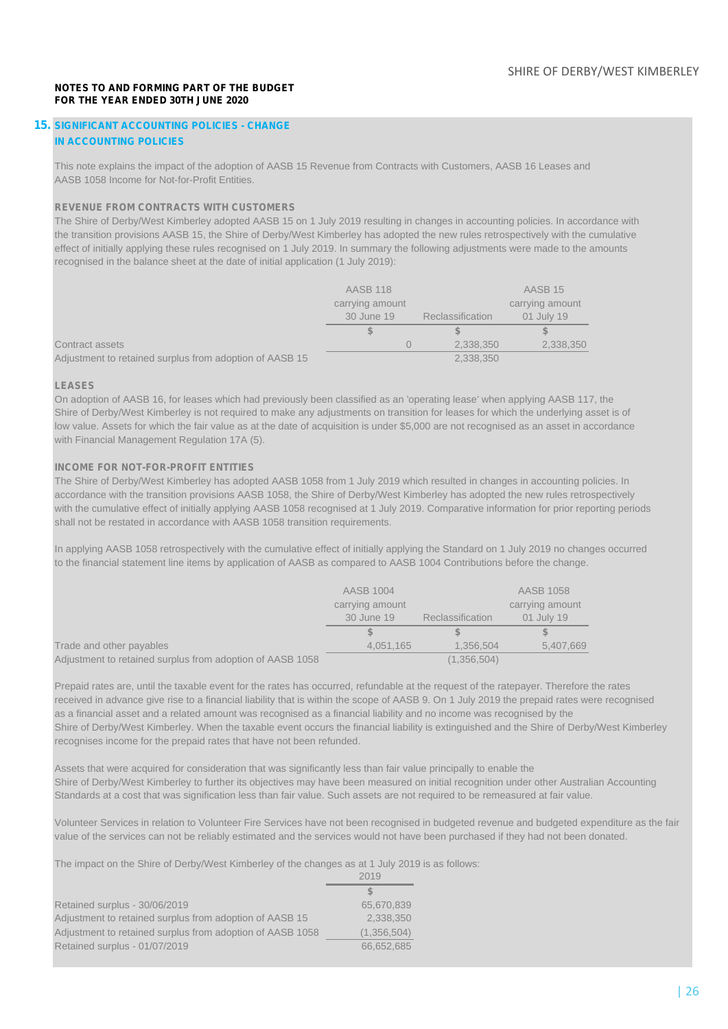**NOTES TO AND FORMING PART OF THE BUDGET**
**FOR THE YEAR ENDED 30TH JUNE 2020**

## 15. SIGNIFICANT ACCOUNTING POLICIES - CHANGE IN ACCOUNTING POLICIES

This note explains the impact of the adoption of AASB 15 Revenue from Contracts with Customers, AASB 16 Leases and AASB 1058 Income for Not-for-Profit Entities.

### REVENUE FROM CONTRACTS WITH CUSTOMERS

The Shire of Derby/West Kimberley adopted AASB 15 on 1 July 2019 resulting in changes in accounting policies. In accordance with the transition provisions AASB 15, the Shire of Derby/West Kimberley has adopted the new rules retrospectively with the cumulative effect of initially applying these rules recognised on 1 July 2019. In summary the following adjustments were made to the amounts recognised in the balance sheet at the date of initial application (1 July 2019):

| | AASB 118 carrying amount 30 June 19 | Reclassification | AASB 15 carrying amount 01 July 19 |
|---|---|---|---|
| | $ | $ | $ |
| Contract assets | 0 | 2,338,350 | 2,338,350 |
| Adjustment to retained surplus from adoption of AASB 15 | | 2,338,350 | |

### LEASES

On adoption of AASB 16, for leases which had previously been classified as an 'operating lease' when applying AASB 117, the Shire of Derby/West Kimberley is not required to make any adjustments on transition for leases for which the underlying asset is of low value. Assets for which the fair value as at the date of acquisition is under $5,000 are not recognised as an asset in accordance with Financial Management Regulation 17A (5).

### INCOME FOR NOT-FOR-PROFIT ENTITIES

The Shire of Derby/West Kimberley has adopted AASB 1058 from 1 July 2019 which resulted in changes in accounting policies. In accordance with the transition provisions AASB 1058, the Shire of Derby/West Kimberley has adopted the new rules retrospectively with the cumulative effect of initially applying AASB 1058 recognised at 1 July 2019. Comparative information for prior reporting periods shall not be restated in accordance with AASB 1058 transition requirements.

In applying AASB 1058 retrospectively with the cumulative effect of initially applying the Standard on 1 July 2019 no changes occurred to the financial statement line items by application of AASB as compared to AASB 1004 Contributions before the change.

| | AASB 1004 carrying amount 30 June 19 | Reclassification | AASB 1058 carrying amount 01 July 19 |
|---|---|---|---|
| | $ | $ | $ |
| Trade and other payables | 4,051,165 | 1,356,504 | 5,407,669 |
| Adjustment to retained surplus from adoption of AASB 1058 | | (1,356,504) | |

Prepaid rates are, until the taxable event for the rates has occurred, refundable at the request of the ratepayer. Therefore the rates received in advance give rise to a financial liability that is within the scope of AASB 9. On 1 July 2019 the prepaid rates were recognised as a financial asset and a related amount was recognised as a financial liability and no income was recognised by the Shire of Derby/West Kimberley. When the taxable event occurs the financial liability is extinguished and the Shire of Derby/West Kimberley recognises income for the prepaid rates that have not been refunded.

Assets that were acquired for consideration that was significantly less than fair value principally to enable the Shire of Derby/West Kimberley to further its objectives may have been measured on initial recognition under other Australian Accounting Standards at a cost that was signification less than fair value. Such assets are not required to be remeasured at fair value.

Volunteer Services in relation to Volunteer Fire Services have not been recognised in budgeted revenue and budgeted expenditure as the fair value of the services can not be reliably estimated and the services would not have been purchased if they had not been donated.

The impact on the Shire of Derby/West Kimberley of the changes as at 1 July 2019 is as follows:

| | 2019 |
|---|---|
| | $ |
| Retained surplus - 30/06/2019 | 65,670,839 |
| Adjustment to retained surplus from adoption of AASB 15 | 2,338,350 |
| Adjustment to retained surplus from adoption of AASB 1058 | (1,356,504) |
| Retained surplus - 01/07/2019 | 66,652,685 |